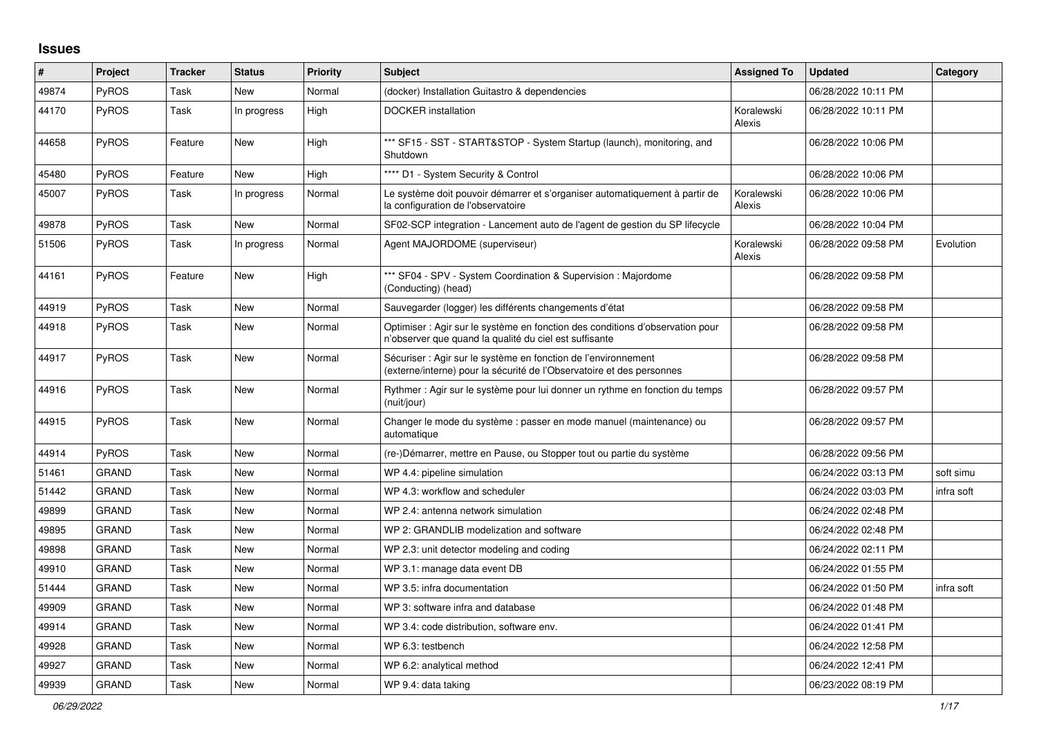# Issues

| # | Project | Tracker | Status | Priority | Subject | Assigned To | Updated | Category |
|---|---|---|---|---|---|---|---|---|
| 49874 | PyROS | Task | New | Normal | (docker) Installation Guitastro & dependencies | | 06/28/2022 10:11 PM | |
| 44170 | PyROS | Task | In progress | High | DOCKER installation | Koralewski Alexis | 06/28/2022 10:11 PM | |
| 44658 | PyROS | Feature | New | High | *** SF15 - SST - START&STOP - System Startup (launch), monitoring, and Shutdown | | 06/28/2022 10:06 PM | |
| 45480 | PyROS | Feature | New | High | **** D1 - System Security & Control | | 06/28/2022 10:06 PM | |
| 45007 | PyROS | Task | In progress | Normal | Le système doit pouvoir démarrer et s'organiser automatiquement à partir de la configuration de l'observatoire | Koralewski Alexis | 06/28/2022 10:06 PM | |
| 49878 | PyROS | Task | New | Normal | SF02-SCP integration - Lancement auto de l'agent de gestion du SP lifecycle | | 06/28/2022 10:04 PM | |
| 51506 | PyROS | Task | In progress | Normal | Agent MAJORDOME (superviseur) | Koralewski Alexis | 06/28/2022 09:58 PM | Evolution |
| 44161 | PyROS | Feature | New | High | *** SF04 - SPV - System Coordination & Supervision : Majordome (Conducting) (head) | | 06/28/2022 09:58 PM | |
| 44919 | PyROS | Task | New | Normal | Sauvegarder (logger) les différents changements d'état | | 06/28/2022 09:58 PM | |
| 44918 | PyROS | Task | New | Normal | Optimiser : Agir sur le système en fonction des conditions d'observation pour n'observer que quand la qualité du ciel est suffisante | | 06/28/2022 09:58 PM | |
| 44917 | PyROS | Task | New | Normal | Sécuriser : Agir sur le système en fonction de l'environnement (externe/interne) pour la sécurité de l'Observatoire et des personnes | | 06/28/2022 09:58 PM | |
| 44916 | PyROS | Task | New | Normal | Rythmer : Agir sur le système pour lui donner un rythme en fonction du temps (nuit/jour) | | 06/28/2022 09:57 PM | |
| 44915 | PyROS | Task | New | Normal | Changer le mode du système : passer en mode manuel (maintenance) ou automatique | | 06/28/2022 09:57 PM | |
| 44914 | PyROS | Task | New | Normal | (re-)Démarrer, mettre en Pause, ou Stopper tout ou partie du système | | 06/28/2022 09:56 PM | |
| 51461 | GRAND | Task | New | Normal | WP 4.4: pipeline simulation | | 06/24/2022 03:13 PM | soft simu |
| 51442 | GRAND | Task | New | Normal | WP 4.3: workflow and scheduler | | 06/24/2022 03:03 PM | infra soft |
| 49899 | GRAND | Task | New | Normal | WP 2.4: antenna network simulation | | 06/24/2022 02:48 PM | |
| 49895 | GRAND | Task | New | Normal | WP 2: GRANDLIB modelization and software | | 06/24/2022 02:48 PM | |
| 49898 | GRAND | Task | New | Normal | WP 2.3: unit detector modeling and coding | | 06/24/2022 02:11 PM | |
| 49910 | GRAND | Task | New | Normal | WP 3.1: manage data event DB | | 06/24/2022 01:55 PM | |
| 51444 | GRAND | Task | New | Normal | WP 3.5: infra documentation | | 06/24/2022 01:50 PM | infra soft |
| 49909 | GRAND | Task | New | Normal | WP 3: software infra and database | | 06/24/2022 01:48 PM | |
| 49914 | GRAND | Task | New | Normal | WP 3.4: code distribution, software env. | | 06/24/2022 01:41 PM | |
| 49928 | GRAND | Task | New | Normal | WP 6.3: testbench | | 06/24/2022 12:58 PM | |
| 49927 | GRAND | Task | New | Normal | WP 6.2: analytical method | | 06/24/2022 12:41 PM | |
| 49939 | GRAND | Task | New | Normal | WP 9.4: data taking | | 06/23/2022 08:19 PM | |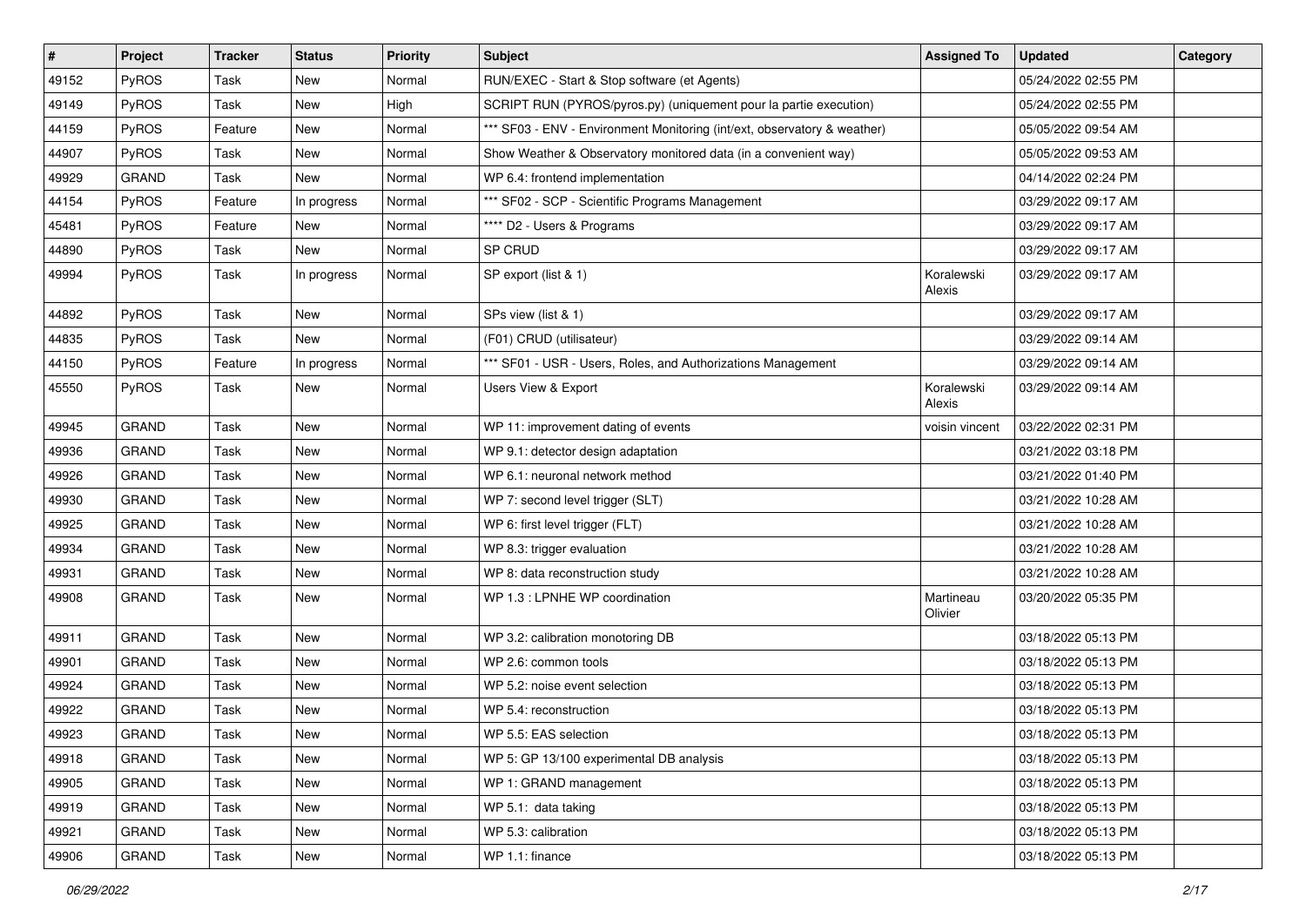| # | Project | Tracker | Status | Priority | Subject | Assigned To | Updated | Category |
|---|---|---|---|---|---|---|---|---|
| 49152 | PyROS | Task | New | Normal | RUN/EXEC - Start & Stop software (et Agents) | | 05/24/2022 02:55 PM | |
| 49149 | PyROS | Task | New | High | SCRIPT RUN (PYROS/pyros.py) (uniquement pour la partie execution) | | 05/24/2022 02:55 PM | |
| 44159 | PyROS | Feature | New | Normal | *** SF03 - ENV - Environment Monitoring (int/ext, observatory & weather) | | 05/05/2022 09:54 AM | |
| 44907 | PyROS | Task | New | Normal | Show Weather & Observatory monitored data (in a convenient way) | | 05/05/2022 09:53 AM | |
| 49929 | GRAND | Task | New | Normal | WP 6.4: frontend implementation | | 04/14/2022 02:24 PM | |
| 44154 | PyROS | Feature | In progress | Normal | *** SF02 - SCP - Scientific Programs Management | | 03/29/2022 09:17 AM | |
| 45481 | PyROS | Feature | New | Normal | **** D2 - Users & Programs | | 03/29/2022 09:17 AM | |
| 44890 | PyROS | Task | New | Normal | SP CRUD | | 03/29/2022 09:17 AM | |
| 49994 | PyROS | Task | In progress | Normal | SP export (list & 1) | Koralewski Alexis | 03/29/2022 09:17 AM | |
| 44892 | PyROS | Task | New | Normal | SPs view (list & 1) | | 03/29/2022 09:17 AM | |
| 44835 | PyROS | Task | New | Normal | (F01) CRUD (utilisateur) | | 03/29/2022 09:14 AM | |
| 44150 | PyROS | Feature | In progress | Normal | *** SF01 - USR - Users, Roles, and Authorizations Management | | 03/29/2022 09:14 AM | |
| 45550 | PyROS | Task | New | Normal | Users View & Export | Koralewski Alexis | 03/29/2022 09:14 AM | |
| 49945 | GRAND | Task | New | Normal | WP 11: improvement dating of events | voisin vincent | 03/22/2022 02:31 PM | |
| 49936 | GRAND | Task | New | Normal | WP 9.1: detector design adaptation | | 03/21/2022 03:18 PM | |
| 49926 | GRAND | Task | New | Normal | WP 6.1: neuronal network method | | 03/21/2022 01:40 PM | |
| 49930 | GRAND | Task | New | Normal | WP 7: second level trigger (SLT) | | 03/21/2022 10:28 AM | |
| 49925 | GRAND | Task | New | Normal | WP 6: first level trigger (FLT) | | 03/21/2022 10:28 AM | |
| 49934 | GRAND | Task | New | Normal | WP 8.3: trigger evaluation | | 03/21/2022 10:28 AM | |
| 49931 | GRAND | Task | New | Normal | WP 8: data reconstruction study | | 03/21/2022 10:28 AM | |
| 49908 | GRAND | Task | New | Normal | WP 1.3 : LPNHE WP coordination | Martineau Olivier | 03/20/2022 05:35 PM | |
| 49911 | GRAND | Task | New | Normal | WP 3.2: calibration monotoring DB | | 03/18/2022 05:13 PM | |
| 49901 | GRAND | Task | New | Normal | WP 2.6: common tools | | 03/18/2022 05:13 PM | |
| 49924 | GRAND | Task | New | Normal | WP 5.2: noise event selection | | 03/18/2022 05:13 PM | |
| 49922 | GRAND | Task | New | Normal | WP 5.4: reconstruction | | 03/18/2022 05:13 PM | |
| 49923 | GRAND | Task | New | Normal | WP 5.5: EAS selection | | 03/18/2022 05:13 PM | |
| 49918 | GRAND | Task | New | Normal | WP 5: GP 13/100 experimental DB analysis | | 03/18/2022 05:13 PM | |
| 49905 | GRAND | Task | New | Normal | WP 1: GRAND management | | 03/18/2022 05:13 PM | |
| 49919 | GRAND | Task | New | Normal | WP 5.1: data taking | | 03/18/2022 05:13 PM | |
| 49921 | GRAND | Task | New | Normal | WP 5.3: calibration | | 03/18/2022 05:13 PM | |
| 49906 | GRAND | Task | New | Normal | WP 1.1: finance | | 03/18/2022 05:13 PM | |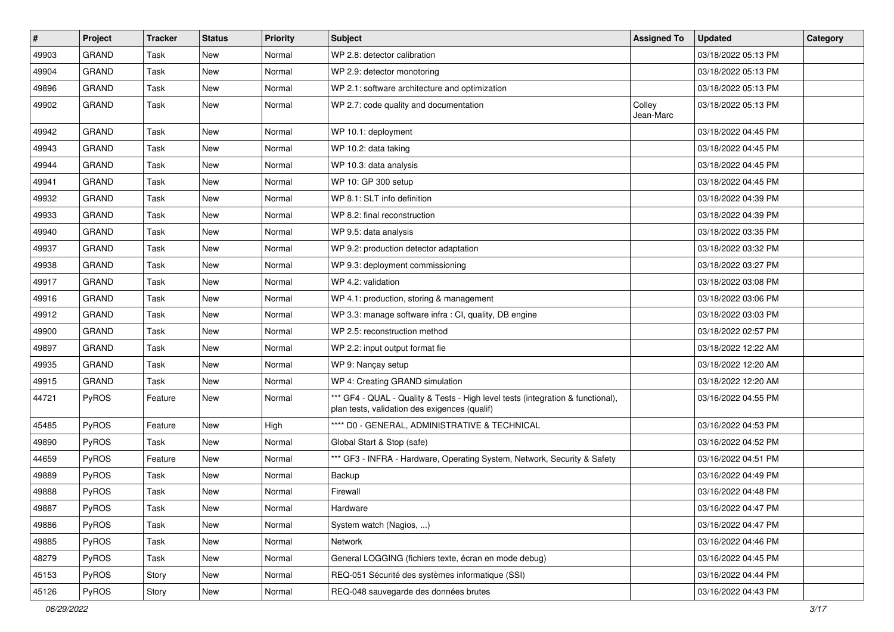| # | Project | Tracker | Status | Priority | Subject | Assigned To | Updated | Category |
|---|---|---|---|---|---|---|---|---|
| 49903 | GRAND | Task | New | Normal | WP 2.8: detector calibration | | 03/18/2022 05:13 PM | |
| 49904 | GRAND | Task | New | Normal | WP 2.9: detector monotoring | | 03/18/2022 05:13 PM | |
| 49896 | GRAND | Task | New | Normal | WP 2.1: software architecture and optimization | | 03/18/2022 05:13 PM | |
| 49902 | GRAND | Task | New | Normal | WP 2.7: code quality and documentation | Colley Jean-Marc | 03/18/2022 05:13 PM | |
| 49942 | GRAND | Task | New | Normal | WP 10.1: deployment | | 03/18/2022 04:45 PM | |
| 49943 | GRAND | Task | New | Normal | WP 10.2: data taking | | 03/18/2022 04:45 PM | |
| 49944 | GRAND | Task | New | Normal | WP 10.3: data analysis | | 03/18/2022 04:45 PM | |
| 49941 | GRAND | Task | New | Normal | WP 10: GP 300 setup | | 03/18/2022 04:45 PM | |
| 49932 | GRAND | Task | New | Normal | WP 8.1: SLT info definition | | 03/18/2022 04:39 PM | |
| 49933 | GRAND | Task | New | Normal | WP 8.2: final reconstruction | | 03/18/2022 04:39 PM | |
| 49940 | GRAND | Task | New | Normal | WP 9.5: data analysis | | 03/18/2022 03:35 PM | |
| 49937 | GRAND | Task | New | Normal | WP 9.2: production detector adaptation | | 03/18/2022 03:32 PM | |
| 49938 | GRAND | Task | New | Normal | WP 9.3: deployment commissioning | | 03/18/2022 03:27 PM | |
| 49917 | GRAND | Task | New | Normal | WP 4.2: validation | | 03/18/2022 03:08 PM | |
| 49916 | GRAND | Task | New | Normal | WP 4.1: production, storing & management | | 03/18/2022 03:06 PM | |
| 49912 | GRAND | Task | New | Normal | WP 3.3: manage software infra : CI, quality, DB engine | | 03/18/2022 03:03 PM | |
| 49900 | GRAND | Task | New | Normal | WP 2.5: reconstruction method | | 03/18/2022 02:57 PM | |
| 49897 | GRAND | Task | New | Normal | WP 2.2: input output format fie | | 03/18/2022 12:22 AM | |
| 49935 | GRAND | Task | New | Normal | WP 9: Nançay setup | | 03/18/2022 12:20 AM | |
| 49915 | GRAND | Task | New | Normal | WP 4: Creating GRAND simulation | | 03/18/2022 12:20 AM | |
| 44721 | PyROS | Feature | New | Normal | *** GF4 - QUAL - Quality & Tests - High level tests (integration & functional), plan tests, validation des exigences (qualif) | | 03/16/2022 04:55 PM | |
| 45485 | PyROS | Feature | New | High | **** D0 - GENERAL, ADMINISTRATIVE & TECHNICAL | | 03/16/2022 04:53 PM | |
| 49890 | PyROS | Task | New | Normal | Global Start & Stop (safe) | | 03/16/2022 04:52 PM | |
| 44659 | PyROS | Feature | New | Normal | *** GF3 - INFRA - Hardware, Operating System, Network, Security & Safety | | 03/16/2022 04:51 PM | |
| 49889 | PyROS | Task | New | Normal | Backup | | 03/16/2022 04:49 PM | |
| 49888 | PyROS | Task | New | Normal | Firewall | | 03/16/2022 04:48 PM | |
| 49887 | PyROS | Task | New | Normal | Hardware | | 03/16/2022 04:47 PM | |
| 49886 | PyROS | Task | New | Normal | System watch (Nagios, ...) | | 03/16/2022 04:47 PM | |
| 49885 | PyROS | Task | New | Normal | Network | | 03/16/2022 04:46 PM | |
| 48279 | PyROS | Task | New | Normal | General LOGGING (fichiers texte, écran en mode debug) | | 03/16/2022 04:45 PM | |
| 45153 | PyROS | Story | New | Normal | REQ-051 Sécurité des systèmes informatique (SSI) | | 03/16/2022 04:44 PM | |
| 45126 | PyROS | Story | New | Normal | REQ-048 sauvegarde des données brutes | | 03/16/2022 04:43 PM | |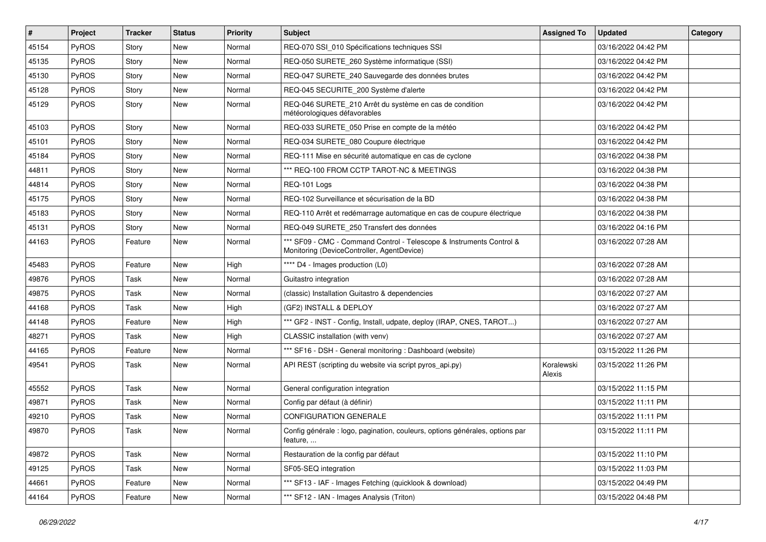| # | Project | Tracker | Status | Priority | Subject | Assigned To | Updated | Category |
|---|---|---|---|---|---|---|---|---|
| 45154 | PyROS | Story | New | Normal | REQ-070 SSI_010 Spécifications techniques SSI | | 03/16/2022 04:42 PM | |
| 45135 | PyROS | Story | New | Normal | REQ-050 SURETE_260 Système informatique (SSI) | | 03/16/2022 04:42 PM | |
| 45130 | PyROS | Story | New | Normal | REQ-047 SURETE_240 Sauvegarde des données brutes | | 03/16/2022 04:42 PM | |
| 45128 | PyROS | Story | New | Normal | REQ-045 SECURITE_200 Système d'alerte | | 03/16/2022 04:42 PM | |
| 45129 | PyROS | Story | New | Normal | REQ-046 SURETE_210 Arrêt du système en cas de condition météorologiques défavorables | | 03/16/2022 04:42 PM | |
| 45103 | PyROS | Story | New | Normal | REQ-033 SURETE_050 Prise en compte de la météo | | 03/16/2022 04:42 PM | |
| 45101 | PyROS | Story | New | Normal | REQ-034 SURETE_080 Coupure électrique | | 03/16/2022 04:42 PM | |
| 45184 | PyROS | Story | New | Normal | REQ-111 Mise en sécurité automatique en cas de cyclone | | 03/16/2022 04:38 PM | |
| 44811 | PyROS | Story | New | Normal | *** REQ-100 FROM CCTP TAROT-NC & MEETINGS | | 03/16/2022 04:38 PM | |
| 44814 | PyROS | Story | New | Normal | REQ-101 Logs | | 03/16/2022 04:38 PM | |
| 45175 | PyROS | Story | New | Normal | REQ-102 Surveillance et sécurisation de la BD | | 03/16/2022 04:38 PM | |
| 45183 | PyROS | Story | New | Normal | REQ-110 Arrêt et redémarrage automatique en cas de coupure électrique | | 03/16/2022 04:38 PM | |
| 45131 | PyROS | Story | New | Normal | REQ-049 SURETE_250 Transfert des données | | 03/16/2022 04:16 PM | |
| 44163 | PyROS | Feature | New | Normal | *** SF09 - CMC - Command Control - Telescope & Instruments Control & Monitoring (DeviceController, AgentDevice) | | 03/16/2022 07:28 AM | |
| 45483 | PyROS | Feature | New | High | **** D4 - Images production (L0) | | 03/16/2022 07:28 AM | |
| 49876 | PyROS | Task | New | Normal | Guitastro integration | | 03/16/2022 07:28 AM | |
| 49875 | PyROS | Task | New | Normal | (classic) Installation Guitastro & dependencies | | 03/16/2022 07:27 AM | |
| 44168 | PyROS | Task | New | High | (GF2) INSTALL & DEPLOY | | 03/16/2022 07:27 AM | |
| 44148 | PyROS | Feature | New | High | *** GF2 - INST - Config, Install, udpate, deploy (IRAP, CNES, TAROT...) | | 03/16/2022 07:27 AM | |
| 48271 | PyROS | Task | New | High | CLASSIC installation (with venv) | | 03/16/2022 07:27 AM | |
| 44165 | PyROS | Feature | New | Normal | *** SF16 - DSH - General monitoring : Dashboard (website) | | 03/15/2022 11:26 PM | |
| 49541 | PyROS | Task | New | Normal | API REST (scripting du website via script pyros_api.py) | Koralewski Alexis | 03/15/2022 11:26 PM | |
| 45552 | PyROS | Task | New | Normal | General configuration integration | | 03/15/2022 11:15 PM | |
| 49871 | PyROS | Task | New | Normal | Config par défaut (à définir) | | 03/15/2022 11:11 PM | |
| 49210 | PyROS | Task | New | Normal | CONFIGURATION GENERALE | | 03/15/2022 11:11 PM | |
| 49870 | PyROS | Task | New | Normal | Config générale : logo, pagination, couleurs, options générales, options par feature, ... | | 03/15/2022 11:11 PM | |
| 49872 | PyROS | Task | New | Normal | Restauration de la config par défaut | | 03/15/2022 11:10 PM | |
| 49125 | PyROS | Task | New | Normal | SF05-SEQ integration | | 03/15/2022 11:03 PM | |
| 44661 | PyROS | Feature | New | Normal | *** SF13 - IAF - Images Fetching (quicklook & download) | | 03/15/2022 04:49 PM | |
| 44164 | PyROS | Feature | New | Normal | *** SF12 - IAN - Images Analysis (Triton) | | 03/15/2022 04:48 PM | |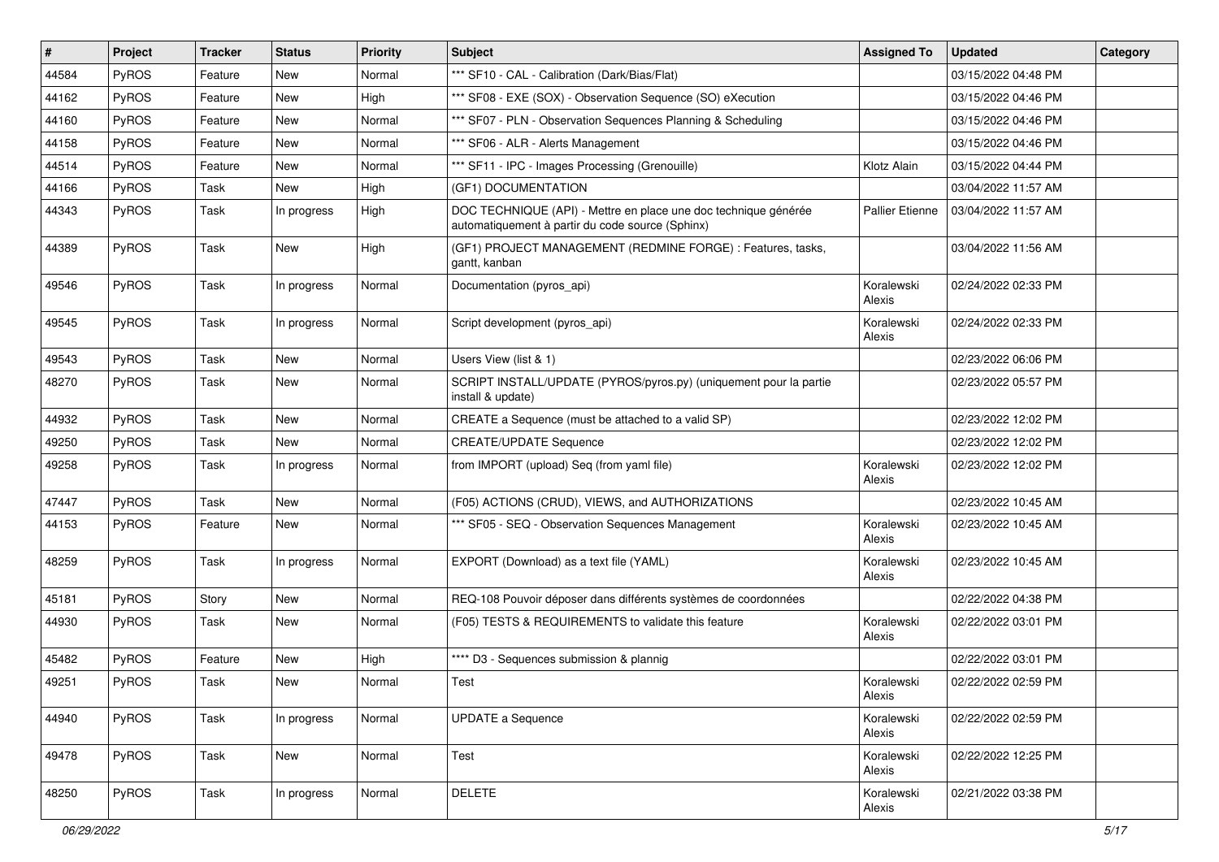| # | Project | Tracker | Status | Priority | Subject | Assigned To | Updated | Category |
|---|---|---|---|---|---|---|---|---|
| 44584 | PyROS | Feature | New | Normal | *** SF10 - CAL - Calibration (Dark/Bias/Flat) | | 03/15/2022 04:48 PM | |
| 44162 | PyROS | Feature | New | High | *** SF08 - EXE (SOX) - Observation Sequence (SO) eXecution | | 03/15/2022 04:46 PM | |
| 44160 | PyROS | Feature | New | Normal | *** SF07 - PLN - Observation Sequences Planning & Scheduling | | 03/15/2022 04:46 PM | |
| 44158 | PyROS | Feature | New | Normal | *** SF06 - ALR - Alerts Management | | 03/15/2022 04:46 PM | |
| 44514 | PyROS | Feature | New | Normal | *** SF11 - IPC - Images Processing (Grenouille) | Klotz Alain | 03/15/2022 04:44 PM | |
| 44166 | PyROS | Task | New | High | (GF1) DOCUMENTATION | | 03/04/2022 11:57 AM | |
| 44343 | PyROS | Task | In progress | High | DOC TECHNIQUE (API) - Mettre en place une doc technique générée automatiquement à partir du code source (Sphinx) | Pallier Etienne | 03/04/2022 11:57 AM | |
| 44389 | PyROS | Task | New | High | (GF1) PROJECT MANAGEMENT (REDMINE FORGE) : Features, tasks, gantt, kanban | | 03/04/2022 11:56 AM | |
| 49546 | PyROS | Task | In progress | Normal | Documentation (pyros_api) | Koralewski Alexis | 02/24/2022 02:33 PM | |
| 49545 | PyROS | Task | In progress | Normal | Script development (pyros_api) | Koralewski Alexis | 02/24/2022 02:33 PM | |
| 49543 | PyROS | Task | New | Normal | Users View (list & 1) | | 02/23/2022 06:06 PM | |
| 48270 | PyROS | Task | New | Normal | SCRIPT INSTALL/UPDATE (PYROS/pyros.py) (uniquement pour la partie install & update) | | 02/23/2022 05:57 PM | |
| 44932 | PyROS | Task | New | Normal | CREATE a Sequence (must be attached to a valid SP) | | 02/23/2022 12:02 PM | |
| 49250 | PyROS | Task | New | Normal | CREATE/UPDATE Sequence | | 02/23/2022 12:02 PM | |
| 49258 | PyROS | Task | In progress | Normal | from IMPORT (upload) Seq (from yaml file) | Koralewski Alexis | 02/23/2022 12:02 PM | |
| 47447 | PyROS | Task | New | Normal | (F05) ACTIONS (CRUD), VIEWS, and AUTHORIZATIONS | | 02/23/2022 10:45 AM | |
| 44153 | PyROS | Feature | New | Normal | *** SF05 - SEQ - Observation Sequences Management | Koralewski Alexis | 02/23/2022 10:45 AM | |
| 48259 | PyROS | Task | In progress | Normal | EXPORT (Download) as a text file (YAML) | Koralewski Alexis | 02/23/2022 10:45 AM | |
| 45181 | PyROS | Story | New | Normal | REQ-108 Pouvoir déposer dans différents systèmes de coordonnées | | 02/22/2022 04:38 PM | |
| 44930 | PyROS | Task | New | Normal | (F05) TESTS & REQUIREMENTS to validate this feature | Koralewski Alexis | 02/22/2022 03:01 PM | |
| 45482 | PyROS | Feature | New | High | **** D3 - Sequences submission & plannig | | 02/22/2022 03:01 PM | |
| 49251 | PyROS | Task | New | Normal | Test | Koralewski Alexis | 02/22/2022 02:59 PM | |
| 44940 | PyROS | Task | In progress | Normal | UPDATE a Sequence | Koralewski Alexis | 02/22/2022 02:59 PM | |
| 49478 | PyROS | Task | New | Normal | Test | Koralewski Alexis | 02/22/2022 12:25 PM | |
| 48250 | PyROS | Task | In progress | Normal | DELETE | Koralewski Alexis | 02/21/2022 03:38 PM | |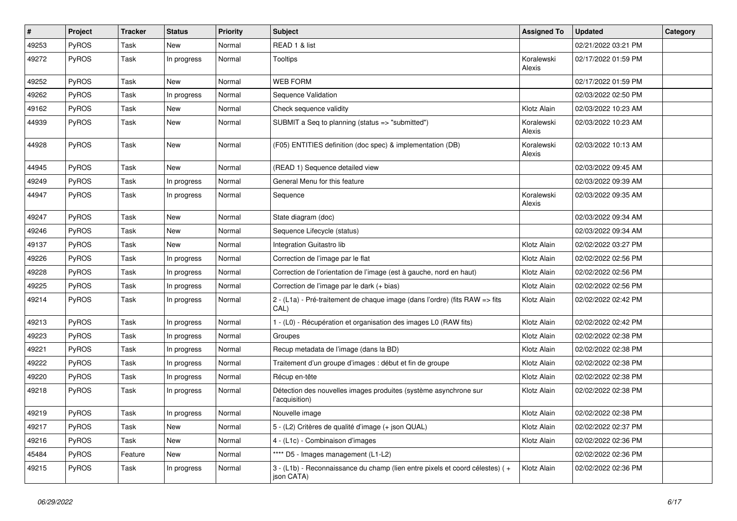| # | Project | Tracker | Status | Priority | Subject | Assigned To | Updated | Category |
|---|---|---|---|---|---|---|---|---|
| 49253 | PyROS | Task | New | Normal | READ 1 & list | | 02/21/2022 03:21 PM | |
| 49272 | PyROS | Task | In progress | Normal | Tooltips | Koralewski Alexis | 02/17/2022 01:59 PM | |
| 49252 | PyROS | Task | New | Normal | WEB FORM | | 02/17/2022 01:59 PM | |
| 49262 | PyROS | Task | In progress | Normal | Sequence Validation | | 02/03/2022 02:50 PM | |
| 49162 | PyROS | Task | New | Normal | Check sequence validity | Klotz Alain | 02/03/2022 10:23 AM | |
| 44939 | PyROS | Task | New | Normal | SUBMIT a Seq to planning (status => "submitted") | Koralewski Alexis | 02/03/2022 10:23 AM | |
| 44928 | PyROS | Task | New | Normal | (F05) ENTITIES definition (doc spec) & implementation (DB) | Koralewski Alexis | 02/03/2022 10:13 AM | |
| 44945 | PyROS | Task | New | Normal | (READ 1) Sequence detailed view | | 02/03/2022 09:45 AM | |
| 49249 | PyROS | Task | In progress | Normal | General Menu for this feature | | 02/03/2022 09:39 AM | |
| 44947 | PyROS | Task | In progress | Normal | Sequence | Koralewski Alexis | 02/03/2022 09:35 AM | |
| 49247 | PyROS | Task | New | Normal | State diagram (doc) | | 02/03/2022 09:34 AM | |
| 49246 | PyROS | Task | New | Normal | Sequence Lifecycle (status) | | 02/03/2022 09:34 AM | |
| 49137 | PyROS | Task | New | Normal | Integration Guitastro lib | Klotz Alain | 02/02/2022 03:27 PM | |
| 49226 | PyROS | Task | In progress | Normal | Correction de l'image par le flat | Klotz Alain | 02/02/2022 02:56 PM | |
| 49228 | PyROS | Task | In progress | Normal | Correction de l'orientation de l'image (est à gauche, nord en haut) | Klotz Alain | 02/02/2022 02:56 PM | |
| 49225 | PyROS | Task | In progress | Normal | Correction de l'image par le dark (+ bias) | Klotz Alain | 02/02/2022 02:56 PM | |
| 49214 | PyROS | Task | In progress | Normal | 2 - (L1a) - Pré-traitement de chaque image (dans l'ordre) (fits RAW => fits CAL) | Klotz Alain | 02/02/2022 02:42 PM | |
| 49213 | PyROS | Task | In progress | Normal | 1 - (L0) - Récupération et organisation des images L0 (RAW fits) | Klotz Alain | 02/02/2022 02:42 PM | |
| 49223 | PyROS | Task | In progress | Normal | Groupes | Klotz Alain | 02/02/2022 02:38 PM | |
| 49221 | PyROS | Task | In progress | Normal | Recup metadata de l'image (dans la BD) | Klotz Alain | 02/02/2022 02:38 PM | |
| 49222 | PyROS | Task | In progress | Normal | Traitement d'un groupe d'images : début et fin de groupe | Klotz Alain | 02/02/2022 02:38 PM | |
| 49220 | PyROS | Task | In progress | Normal | Récup en-tête | Klotz Alain | 02/02/2022 02:38 PM | |
| 49218 | PyROS | Task | In progress | Normal | Détection des nouvelles images produites (système asynchrone sur l'acquisition) | Klotz Alain | 02/02/2022 02:38 PM | |
| 49219 | PyROS | Task | In progress | Normal | Nouvelle image | Klotz Alain | 02/02/2022 02:38 PM | |
| 49217 | PyROS | Task | New | Normal | 5 - (L2) Critères de qualité d'image (+ json QUAL) | Klotz Alain | 02/02/2022 02:37 PM | |
| 49216 | PyROS | Task | New | Normal | 4 - (L1c) - Combinaison d'images | Klotz Alain | 02/02/2022 02:36 PM | |
| 45484 | PyROS | Feature | New | Normal | **** D5 - Images management (L1-L2) | | 02/02/2022 02:36 PM | |
| 49215 | PyROS | Task | In progress | Normal | 3 - (L1b) - Reconnaissance du champ (lien entre pixels et coord célestes) ( + json CATA) | Klotz Alain | 02/02/2022 02:36 PM | |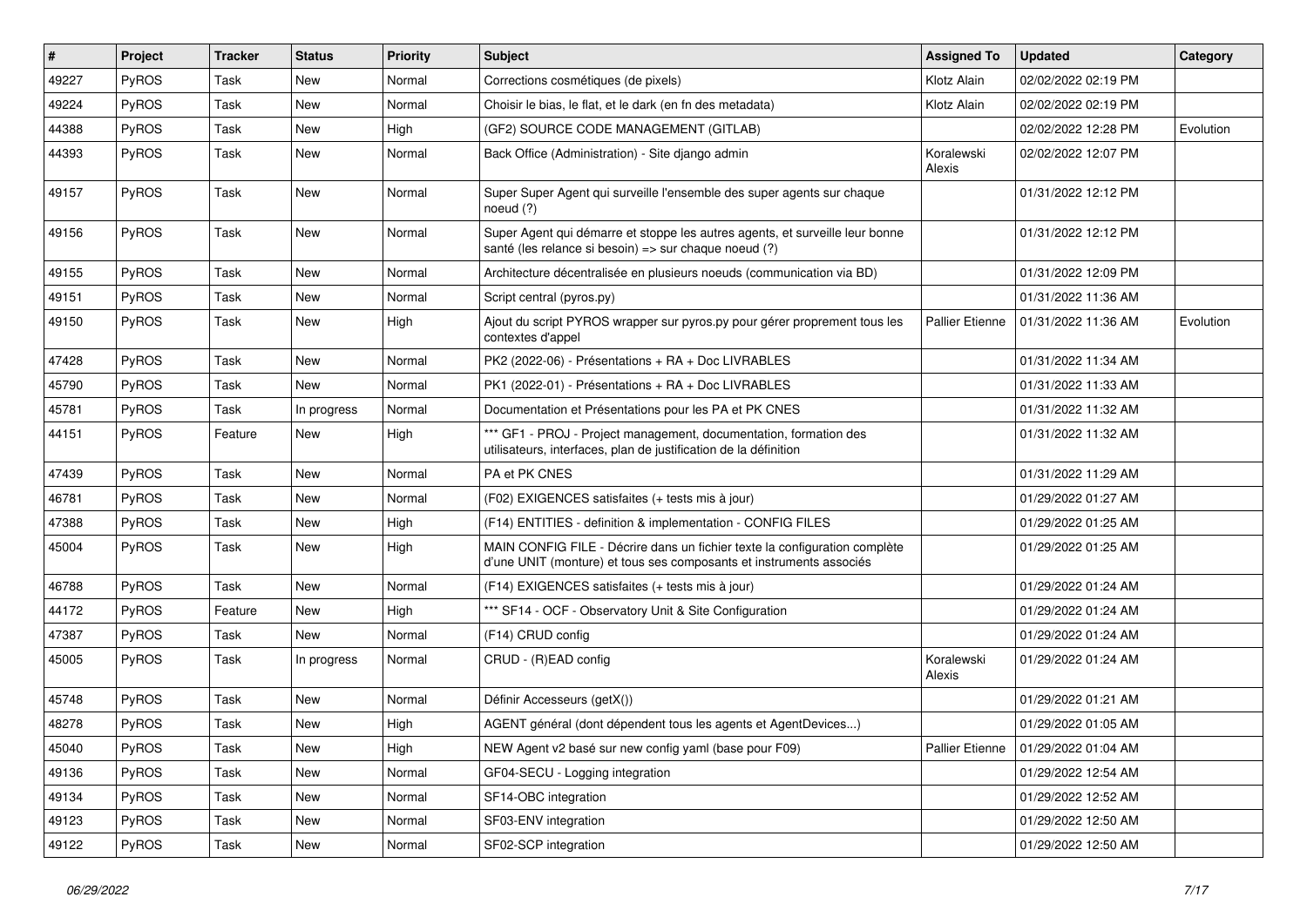| # | Project | Tracker | Status | Priority | Subject | Assigned To | Updated | Category |
|---|---|---|---|---|---|---|---|---|
| 49227 | PyROS | Task | New | Normal | Corrections cosmétiques (de pixels) | Klotz Alain | 02/02/2022 02:19 PM | |
| 49224 | PyROS | Task | New | Normal | Choisir le bias, le flat, et le dark (en fn des metadata) | Klotz Alain | 02/02/2022 02:19 PM | |
| 44388 | PyROS | Task | New | High | (GF2) SOURCE CODE MANAGEMENT (GITLAB) | | 02/02/2022 12:28 PM | Evolution |
| 44393 | PyROS | Task | New | Normal | Back Office (Administration) - Site django admin | Koralewski Alexis | 02/02/2022 12:07 PM | |
| 49157 | PyROS | Task | New | Normal | Super Super Agent qui surveille l'ensemble des super agents sur chaque noeud (?) | | 01/31/2022 12:12 PM | |
| 49156 | PyROS | Task | New | Normal | Super Agent qui démarre et stoppe les autres agents, et surveille leur bonne santé (les relance si besoin) => sur chaque noeud (?) | | 01/31/2022 12:12 PM | |
| 49155 | PyROS | Task | New | Normal | Architecture décentralisée en plusieurs noeuds (communication via BD) | | 01/31/2022 12:09 PM | |
| 49151 | PyROS | Task | New | Normal | Script central (pyros.py) | | 01/31/2022 11:36 AM | |
| 49150 | PyROS | Task | New | High | Ajout du script PYROS wrapper sur pyros.py pour gérer proprement tous les contextes d'appel | Pallier Etienne | 01/31/2022 11:36 AM | Evolution |
| 47428 | PyROS | Task | New | Normal | PK2 (2022-06) - Présentations + RA + Doc LIVRABLES | | 01/31/2022 11:34 AM | |
| 45790 | PyROS | Task | New | Normal | PK1 (2022-01) - Présentations + RA + Doc LIVRABLES | | 01/31/2022 11:33 AM | |
| 45781 | PyROS | Task | In progress | Normal | Documentation et Présentations pour les PA et PK CNES | | 01/31/2022 11:32 AM | |
| 44151 | PyROS | Feature | New | High | *** GF1 - PROJ - Project management, documentation, formation des utilisateurs, interfaces, plan de justification de la définition | | 01/31/2022 11:32 AM | |
| 47439 | PyROS | Task | New | Normal | PA et PK CNES | | 01/31/2022 11:29 AM | |
| 46781 | PyROS | Task | New | Normal | (F02) EXIGENCES satisfaites (+ tests mis à jour) | | 01/29/2022 01:27 AM | |
| 47388 | PyROS | Task | New | High | (F14) ENTITIES - definition & implementation - CONFIG FILES | | 01/29/2022 01:25 AM | |
| 45004 | PyROS | Task | New | High | MAIN CONFIG FILE - Décrire dans un fichier texte la configuration complète d'une UNIT (monture) et tous ses composants et instruments associés | | 01/29/2022 01:25 AM | |
| 46788 | PyROS | Task | New | Normal | (F14) EXIGENCES satisfaites (+ tests mis à jour) | | 01/29/2022 01:24 AM | |
| 44172 | PyROS | Feature | New | High | *** SF14 - OCF - Observatory Unit & Site Configuration | | 01/29/2022 01:24 AM | |
| 47387 | PyROS | Task | New | Normal | (F14) CRUD config | | 01/29/2022 01:24 AM | |
| 45005 | PyROS | Task | In progress | Normal | CRUD - (R)EAD config | Koralewski Alexis | 01/29/2022 01:24 AM | |
| 45748 | PyROS | Task | New | Normal | Définir Accesseurs (getX()) | | 01/29/2022 01:21 AM | |
| 48278 | PyROS | Task | New | High | AGENT général (dont dépendent tous les agents et AgentDevices...) | | 01/29/2022 01:05 AM | |
| 45040 | PyROS | Task | New | High | NEW Agent v2 basé sur new config yaml (base pour F09) | Pallier Etienne | 01/29/2022 01:04 AM | |
| 49136 | PyROS | Task | New | Normal | GF04-SECU - Logging integration | | 01/29/2022 12:54 AM | |
| 49134 | PyROS | Task | New | Normal | SF14-OBC integration | | 01/29/2022 12:52 AM | |
| 49123 | PyROS | Task | New | Normal | SF03-ENV integration | | 01/29/2022 12:50 AM | |
| 49122 | PyROS | Task | New | Normal | SF02-SCP integration | | 01/29/2022 12:50 AM | |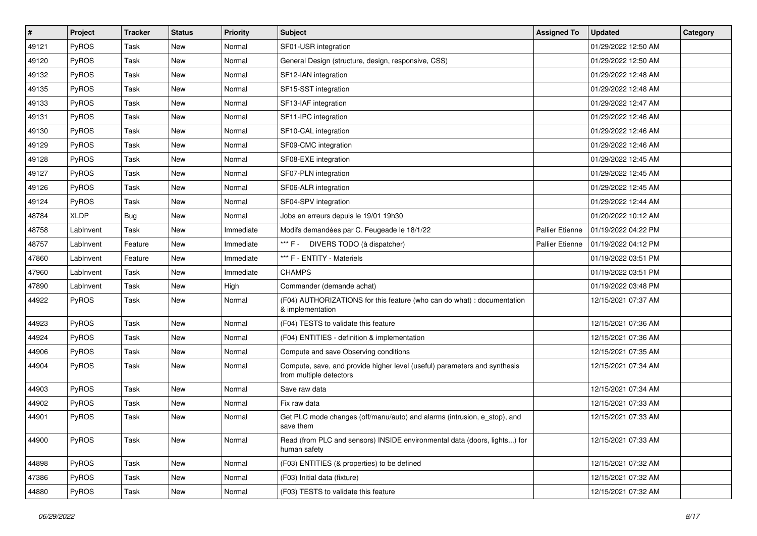| # | Project | Tracker | Status | Priority | Subject | Assigned To | Updated | Category |
|---|---|---|---|---|---|---|---|---|
| 49121 | PyROS | Task | New | Normal | SF01-USR integration | | 01/29/2022 12:50 AM | |
| 49120 | PyROS | Task | New | Normal | General Design (structure, design, responsive, CSS) | | 01/29/2022 12:50 AM | |
| 49132 | PyROS | Task | New | Normal | SF12-IAN integration | | 01/29/2022 12:48 AM | |
| 49135 | PyROS | Task | New | Normal | SF15-SST integration | | 01/29/2022 12:48 AM | |
| 49133 | PyROS | Task | New | Normal | SF13-IAF integration | | 01/29/2022 12:47 AM | |
| 49131 | PyROS | Task | New | Normal | SF11-IPC integration | | 01/29/2022 12:46 AM | |
| 49130 | PyROS | Task | New | Normal | SF10-CAL integration | | 01/29/2022 12:46 AM | |
| 49129 | PyROS | Task | New | Normal | SF09-CMC integration | | 01/29/2022 12:46 AM | |
| 49128 | PyROS | Task | New | Normal | SF08-EXE integration | | 01/29/2022 12:45 AM | |
| 49127 | PyROS | Task | New | Normal | SF07-PLN integration | | 01/29/2022 12:45 AM | |
| 49126 | PyROS | Task | New | Normal | SF06-ALR integration | | 01/29/2022 12:45 AM | |
| 49124 | PyROS | Task | New | Normal | SF04-SPV integration | | 01/29/2022 12:44 AM | |
| 48784 | XLDP | Bug | New | Normal | Jobs en erreurs depuis le 19/01 19h30 | | 01/20/2022 10:12 AM | |
| 48758 | LabInvent | Task | New | Immediate | Modifs demandées par C. Feugeade le 18/1/22 | Pallier Etienne | 01/19/2022 04:22 PM | |
| 48757 | LabInvent | Feature | New | Immediate | *** F - DIVERS TODO (à dispatcher) | Pallier Etienne | 01/19/2022 04:12 PM | |
| 47860 | LabInvent | Feature | New | Immediate | *** F - ENTITY - Materiels | | 01/19/2022 03:51 PM | |
| 47960 | LabInvent | Task | New | Immediate | CHAMPS | | 01/19/2022 03:51 PM | |
| 47890 | LabInvent | Task | New | High | Commander (demande achat) | | 01/19/2022 03:48 PM | |
| 44922 | PyROS | Task | New | Normal | (F04) AUTHORIZATIONS for this feature (who can do what) : documentation & implementation | | 12/15/2021 07:37 AM | |
| 44923 | PyROS | Task | New | Normal | (F04) TESTS to validate this feature | | 12/15/2021 07:36 AM | |
| 44924 | PyROS | Task | New | Normal | (F04) ENTITIES - definition & implementation | | 12/15/2021 07:36 AM | |
| 44906 | PyROS | Task | New | Normal | Compute and save Observing conditions | | 12/15/2021 07:35 AM | |
| 44904 | PyROS | Task | New | Normal | Compute, save, and provide higher level (useful) parameters and synthesis from multiple detectors | | 12/15/2021 07:34 AM | |
| 44903 | PyROS | Task | New | Normal | Save raw data | | 12/15/2021 07:34 AM | |
| 44902 | PyROS | Task | New | Normal | Fix raw data | | 12/15/2021 07:33 AM | |
| 44901 | PyROS | Task | New | Normal | Get PLC mode changes (off/manu/auto) and alarms (intrusion, e_stop), and save them | | 12/15/2021 07:33 AM | |
| 44900 | PyROS | Task | New | Normal | Read (from PLC and sensors) INSIDE environmental data (doors, lights...) for human safety | | 12/15/2021 07:33 AM | |
| 44898 | PyROS | Task | New | Normal | (F03) ENTITIES (& properties) to be defined | | 12/15/2021 07:32 AM | |
| 47386 | PyROS | Task | New | Normal | (F03) Initial data (fixture) | | 12/15/2021 07:32 AM | |
| 44880 | PyROS | Task | New | Normal | (F03) TESTS to validate this feature | | 12/15/2021 07:32 AM | |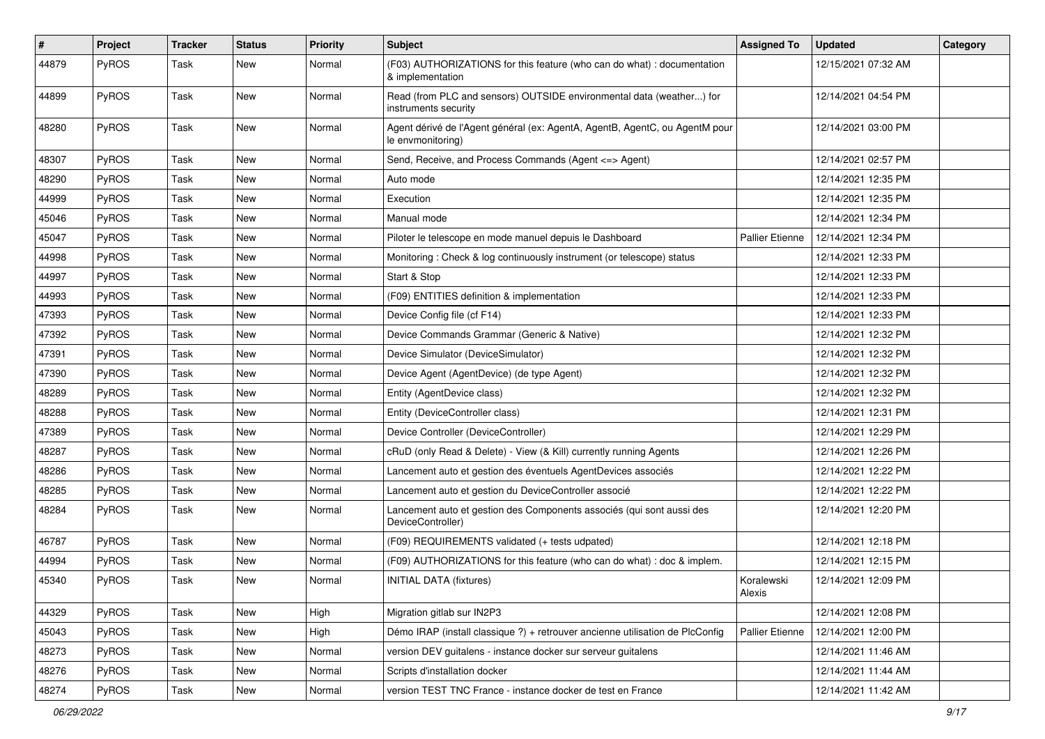| # | Project | Tracker | Status | Priority | Subject | Assigned To | Updated | Category |
| --- | --- | --- | --- | --- | --- | --- | --- | --- |
| 44879 | PyROS | Task | New | Normal | (F03) AUTHORIZATIONS for this feature (who can do what) : documentation & implementation | | 12/15/2021 07:32 AM | |
| 44899 | PyROS | Task | New | Normal | Read (from PLC and sensors) OUTSIDE environmental data (weather...) for instruments security | | 12/14/2021 04:54 PM | |
| 48280 | PyROS | Task | New | Normal | Agent dérivé de l'Agent général (ex: AgentA, AgentB, AgentC, ou AgentM pour le envmonitoring) | | 12/14/2021 03:00 PM | |
| 48307 | PyROS | Task | New | Normal | Send, Receive, and Process Commands (Agent <=> Agent) | | 12/14/2021 02:57 PM | |
| 48290 | PyROS | Task | New | Normal | Auto mode | | 12/14/2021 12:35 PM | |
| 44999 | PyROS | Task | New | Normal | Execution | | 12/14/2021 12:35 PM | |
| 45046 | PyROS | Task | New | Normal | Manual mode | | 12/14/2021 12:34 PM | |
| 45047 | PyROS | Task | New | Normal | Piloter le telescope en mode manuel depuis le Dashboard | Pallier Etienne | 12/14/2021 12:34 PM | |
| 44998 | PyROS | Task | New | Normal | Monitoring : Check & log continuously instrument (or telescope) status | | 12/14/2021 12:33 PM | |
| 44997 | PyROS | Task | New | Normal | Start & Stop | | 12/14/2021 12:33 PM | |
| 44993 | PyROS | Task | New | Normal | (F09) ENTITIES definition & implementation | | 12/14/2021 12:33 PM | |
| 47393 | PyROS | Task | New | Normal | Device Config file (cf F14) | | 12/14/2021 12:33 PM | |
| 47392 | PyROS | Task | New | Normal | Device Commands Grammar (Generic & Native) | | 12/14/2021 12:32 PM | |
| 47391 | PyROS | Task | New | Normal | Device Simulator (DeviceSimulator) | | 12/14/2021 12:32 PM | |
| 47390 | PyROS | Task | New | Normal | Device Agent (AgentDevice) (de type Agent) | | 12/14/2021 12:32 PM | |
| 48289 | PyROS | Task | New | Normal | Entity (AgentDevice class) | | 12/14/2021 12:32 PM | |
| 48288 | PyROS | Task | New | Normal | Entity (DeviceController class) | | 12/14/2021 12:31 PM | |
| 47389 | PyROS | Task | New | Normal | Device Controller (DeviceController) | | 12/14/2021 12:29 PM | |
| 48287 | PyROS | Task | New | Normal | cRuD (only Read & Delete) - View (& Kill) currently running Agents | | 12/14/2021 12:26 PM | |
| 48286 | PyROS | Task | New | Normal | Lancement auto et gestion des éventuels AgentDevices associés | | 12/14/2021 12:22 PM | |
| 48285 | PyROS | Task | New | Normal | Lancement auto et gestion du DeviceController associé | | 12/14/2021 12:22 PM | |
| 48284 | PyROS | Task | New | Normal | Lancement auto et gestion des Components associés (qui sont aussi des DeviceController) | | 12/14/2021 12:20 PM | |
| 46787 | PyROS | Task | New | Normal | (F09) REQUIREMENTS validated (+ tests udpated) | | 12/14/2021 12:18 PM | |
| 44994 | PyROS | Task | New | Normal | (F09) AUTHORIZATIONS for this feature (who can do what) : doc & implem. | | 12/14/2021 12:15 PM | |
| 45340 | PyROS | Task | New | Normal | INITIAL DATA (fixtures) | Koralewski Alexis | 12/14/2021 12:09 PM | |
| 44329 | PyROS | Task | New | High | Migration gitlab sur IN2P3 | | 12/14/2021 12:08 PM | |
| 45043 | PyROS | Task | New | High | Démo IRAP (install classique ?) + retrouver ancienne utilisation de PlcConfig | Pallier Etienne | 12/14/2021 12:00 PM | |
| 48273 | PyROS | Task | New | Normal | version DEV guitalens - instance docker sur serveur guitalens | | 12/14/2021 11:46 AM | |
| 48276 | PyROS | Task | New | Normal | Scripts d'installation docker | | 12/14/2021 11:44 AM | |
| 48274 | PyROS | Task | New | Normal | version TEST TNC France - instance docker de test en France | | 12/14/2021 11:42 AM | |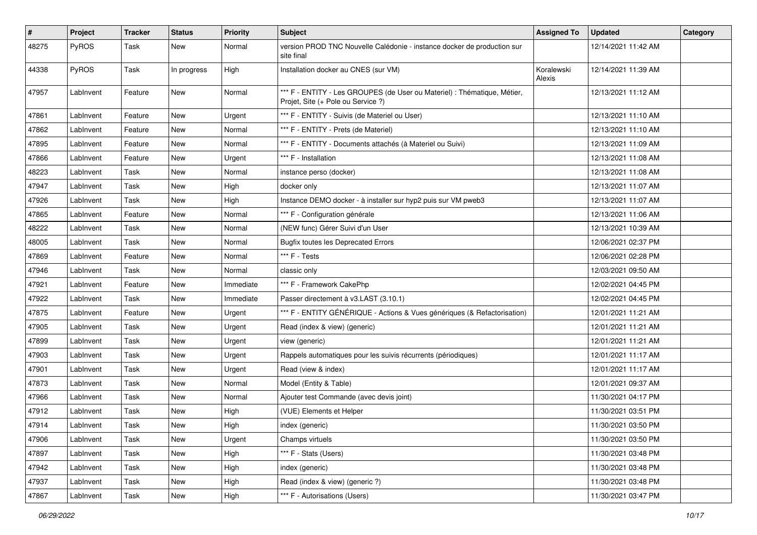| # | Project | Tracker | Status | Priority | Subject | Assigned To | Updated | Category |
|---|---|---|---|---|---|---|---|---|
| 48275 | PyROS | Task | New | Normal | version PROD TNC Nouvelle Calédonie - instance docker de production sur site final | | 12/14/2021 11:42 AM | |
| 44338 | PyROS | Task | In progress | High | Installation docker au CNES (sur VM) | Koralewski Alexis | 12/14/2021 11:39 AM | |
| 47957 | LabInvent | Feature | New | Normal | *** F - ENTITY - Les GROUPES (de User ou Materiel) : Thématique, Métier, Projet, Site (+ Pole ou Service ?) | | 12/13/2021 11:12 AM | |
| 47861 | LabInvent | Feature | New | Urgent | *** F - ENTITY - Suivis (de Materiel ou User) | | 12/13/2021 11:10 AM | |
| 47862 | LabInvent | Feature | New | Normal | *** F - ENTITY - Prets (de Materiel) | | 12/13/2021 11:10 AM | |
| 47895 | LabInvent | Feature | New | Normal | *** F - ENTITY - Documents attachés (à Materiel ou Suivi) | | 12/13/2021 11:09 AM | |
| 47866 | LabInvent | Feature | New | Urgent | *** F - Installation | | 12/13/2021 11:08 AM | |
| 48223 | LabInvent | Task | New | Normal | instance perso (docker) | | 12/13/2021 11:08 AM | |
| 47947 | LabInvent | Task | New | High | docker only | | 12/13/2021 11:07 AM | |
| 47926 | LabInvent | Task | New | High | Instance DEMO docker - à installer sur hyp2 puis sur VM pweb3 | | 12/13/2021 11:07 AM | |
| 47865 | LabInvent | Feature | New | Normal | *** F - Configuration générale | | 12/13/2021 11:06 AM | |
| 48222 | LabInvent | Task | New | Normal | (NEW func) Gérer Suivi d'un User | | 12/13/2021 10:39 AM | |
| 48005 | LabInvent | Task | New | Normal | Bugfix toutes les Deprecated Errors | | 12/06/2021 02:37 PM | |
| 47869 | LabInvent | Feature | New | Normal | *** F - Tests | | 12/06/2021 02:28 PM | |
| 47946 | LabInvent | Task | New | Normal | classic only | | 12/03/2021 09:50 AM | |
| 47921 | LabInvent | Feature | New | Immediate | *** F - Framework CakePhp | | 12/02/2021 04:45 PM | |
| 47922 | LabInvent | Task | New | Immediate | Passer directement à v3.LAST (3.10.1) | | 12/02/2021 04:45 PM | |
| 47875 | LabInvent | Feature | New | Urgent | *** F - ENTITY GÉNÉRIQUE - Actions & Vues génériques (& Refactorisation) | | 12/01/2021 11:21 AM | |
| 47905 | LabInvent | Task | New | Urgent | Read (index & view) (generic) | | 12/01/2021 11:21 AM | |
| 47899 | LabInvent | Task | New | Urgent | view (generic) | | 12/01/2021 11:21 AM | |
| 47903 | LabInvent | Task | New | Urgent | Rappels automatiques pour les suivis récurrents (périodiques) | | 12/01/2021 11:17 AM | |
| 47901 | LabInvent | Task | New | Urgent | Read (view & index) | | 12/01/2021 11:17 AM | |
| 47873 | LabInvent | Task | New | Normal | Model (Entity & Table) | | 12/01/2021 09:37 AM | |
| 47966 | LabInvent | Task | New | Normal | Ajouter test Commande (avec devis joint) | | 11/30/2021 04:17 PM | |
| 47912 | LabInvent | Task | New | High | (VUE) Elements et Helper | | 11/30/2021 03:51 PM | |
| 47914 | LabInvent | Task | New | High | index (generic) | | 11/30/2021 03:50 PM | |
| 47906 | LabInvent | Task | New | Urgent | Champs virtuels | | 11/30/2021 03:50 PM | |
| 47897 | LabInvent | Task | New | High | *** F - Stats (Users) | | 11/30/2021 03:48 PM | |
| 47942 | LabInvent | Task | New | High | index (generic) | | 11/30/2021 03:48 PM | |
| 47937 | LabInvent | Task | New | High | Read (index & view) (generic ?) | | 11/30/2021 03:48 PM | |
| 47867 | LabInvent | Task | New | High | *** F - Autorisations (Users) | | 11/30/2021 03:47 PM | |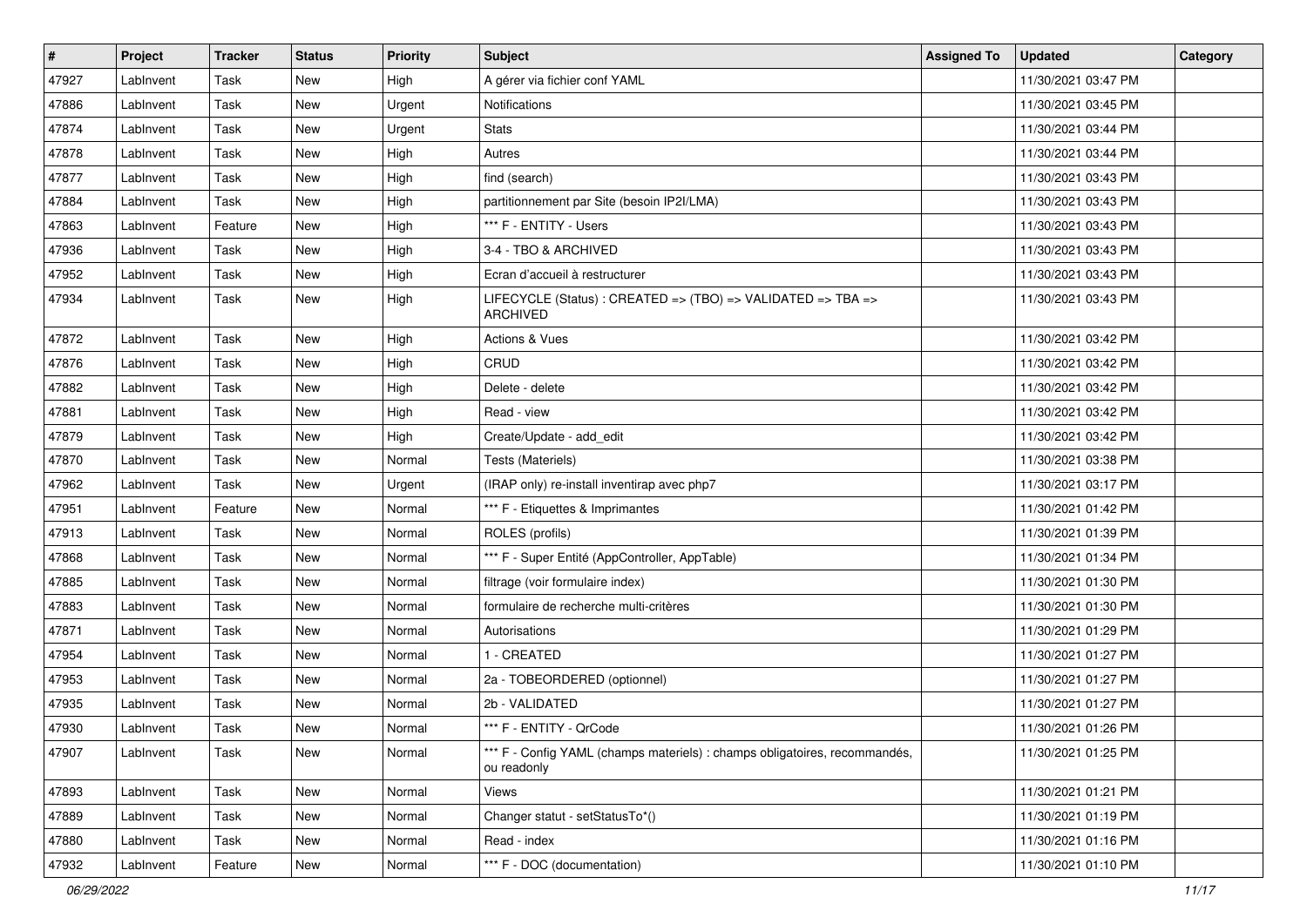| # | Project | Tracker | Status | Priority | Subject | Assigned To | Updated | Category |
|---|---|---|---|---|---|---|---|---|
| 47927 | LabInvent | Task | New | High | A gérer via fichier conf YAML | | 11/30/2021 03:47 PM | |
| 47886 | LabInvent | Task | New | Urgent | Notifications | | 11/30/2021 03:45 PM | |
| 47874 | LabInvent | Task | New | Urgent | Stats | | 11/30/2021 03:44 PM | |
| 47878 | LabInvent | Task | New | High | Autres | | 11/30/2021 03:44 PM | |
| 47877 | LabInvent | Task | New | High | find (search) | | 11/30/2021 03:43 PM | |
| 47884 | LabInvent | Task | New | High | partitionnement par Site (besoin IP2I/LMA) | | 11/30/2021 03:43 PM | |
| 47863 | LabInvent | Feature | New | High | *** F - ENTITY - Users | | 11/30/2021 03:43 PM | |
| 47936 | LabInvent | Task | New | High | 3-4 - TBO & ARCHIVED | | 11/30/2021 03:43 PM | |
| 47952 | LabInvent | Task | New | High | Ecran d'accueil à restructurer | | 11/30/2021 03:43 PM | |
| 47934 | LabInvent | Task | New | High | LIFECYCLE (Status) : CREATED => (TBO) => VALIDATED => TBA => ARCHIVED | | 11/30/2021 03:43 PM | |
| 47872 | LabInvent | Task | New | High | Actions & Vues | | 11/30/2021 03:42 PM | |
| 47876 | LabInvent | Task | New | High | CRUD | | 11/30/2021 03:42 PM | |
| 47882 | LabInvent | Task | New | High | Delete - delete | | 11/30/2021 03:42 PM | |
| 47881 | LabInvent | Task | New | High | Read - view | | 11/30/2021 03:42 PM | |
| 47879 | LabInvent | Task | New | High | Create/Update - add_edit | | 11/30/2021 03:42 PM | |
| 47870 | LabInvent | Task | New | Normal | Tests (Materiels) | | 11/30/2021 03:38 PM | |
| 47962 | LabInvent | Task | New | Urgent | (IRAP only) re-install inventirap avec php7 | | 11/30/2021 03:17 PM | |
| 47951 | LabInvent | Feature | New | Normal | *** F - Etiquettes & Imprimantes | | 11/30/2021 01:42 PM | |
| 47913 | LabInvent | Task | New | Normal | ROLES (profils) | | 11/30/2021 01:39 PM | |
| 47868 | LabInvent | Task | New | Normal | *** F - Super Entité (AppController, AppTable) | | 11/30/2021 01:34 PM | |
| 47885 | LabInvent | Task | New | Normal | filtrage (voir formulaire index) | | 11/30/2021 01:30 PM | |
| 47883 | LabInvent | Task | New | Normal | formulaire de recherche multi-critères | | 11/30/2021 01:30 PM | |
| 47871 | LabInvent | Task | New | Normal | Autorisations | | 11/30/2021 01:29 PM | |
| 47954 | LabInvent | Task | New | Normal | 1 - CREATED | | 11/30/2021 01:27 PM | |
| 47953 | LabInvent | Task | New | Normal | 2a - TOBEORDERED (optionnel) | | 11/30/2021 01:27 PM | |
| 47935 | LabInvent | Task | New | Normal | 2b - VALIDATED | | 11/30/2021 01:27 PM | |
| 47930 | LabInvent | Task | New | Normal | *** F - ENTITY - QrCode | | 11/30/2021 01:26 PM | |
| 47907 | LabInvent | Task | New | Normal | *** F - Config YAML (champs materiels) : champs obligatoires, recommandés, ou readonly | | 11/30/2021 01:25 PM | |
| 47893 | LabInvent | Task | New | Normal | Views | | 11/30/2021 01:21 PM | |
| 47889 | LabInvent | Task | New | Normal | Changer statut - setStatusTo*() | | 11/30/2021 01:19 PM | |
| 47880 | LabInvent | Task | New | Normal | Read - index | | 11/30/2021 01:16 PM | |
| 47932 | LabInvent | Feature | New | Normal | *** F - DOC (documentation) | | 11/30/2021 01:10 PM | |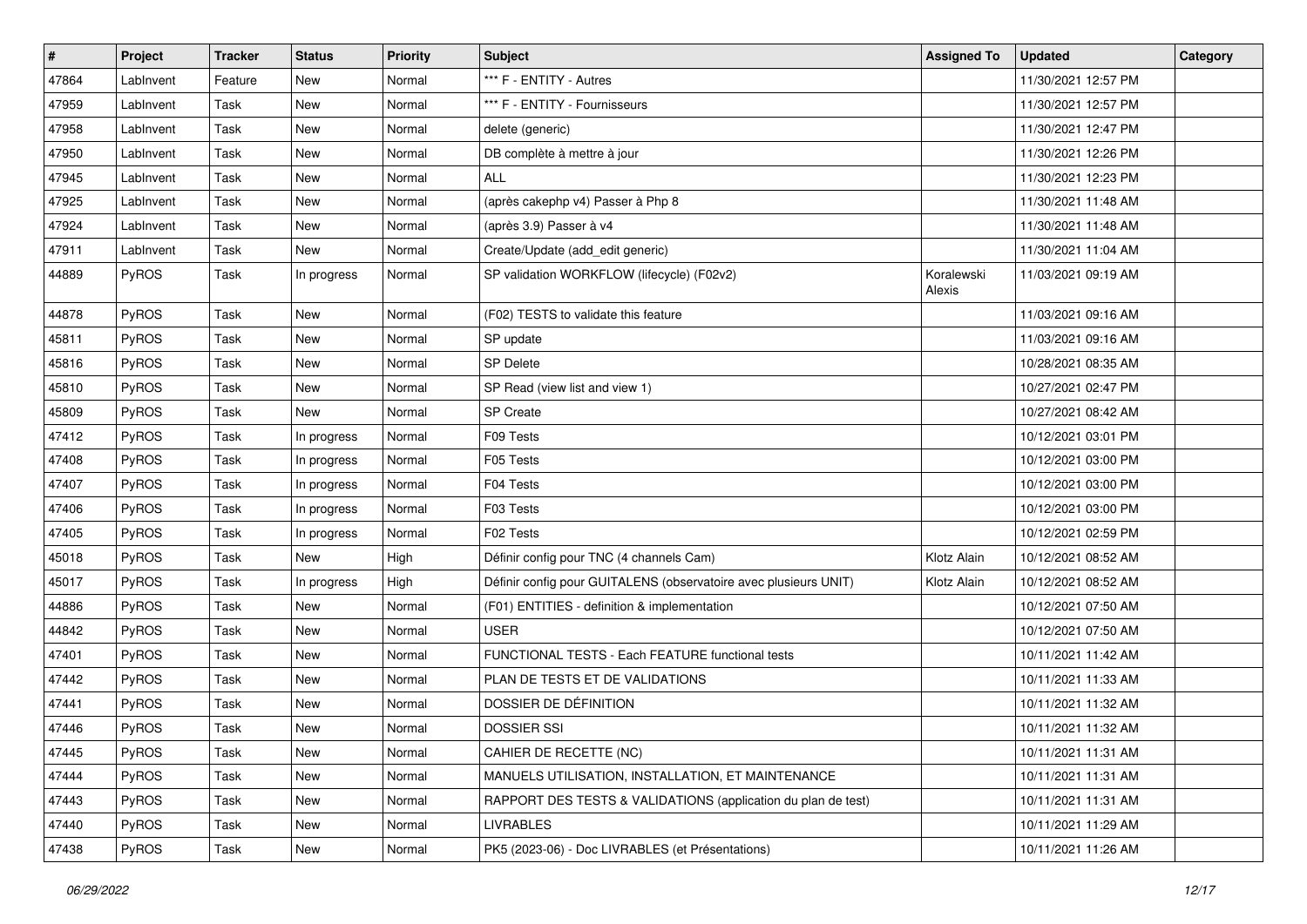| # | Project | Tracker | Status | Priority | Subject | Assigned To | Updated | Category |
|---|---|---|---|---|---|---|---|---|
| 47864 | LabInvent | Feature | New | Normal | *** F - ENTITY - Autres | | 11/30/2021 12:57 PM | |
| 47959 | LabInvent | Task | New | Normal | *** F - ENTITY - Fournisseurs | | 11/30/2021 12:57 PM | |
| 47958 | LabInvent | Task | New | Normal | delete (generic) | | 11/30/2021 12:47 PM | |
| 47950 | LabInvent | Task | New | Normal | DB complète à mettre à jour | | 11/30/2021 12:26 PM | |
| 47945 | LabInvent | Task | New | Normal | ALL | | 11/30/2021 12:23 PM | |
| 47925 | LabInvent | Task | New | Normal | (après cakephp v4) Passer à Php 8 | | 11/30/2021 11:48 AM | |
| 47924 | LabInvent | Task | New | Normal | (après 3.9) Passer à v4 | | 11/30/2021 11:48 AM | |
| 47911 | LabInvent | Task | New | Normal | Create/Update (add_edit generic) | | 11/30/2021 11:04 AM | |
| 44889 | PyROS | Task | In progress | Normal | SP validation WORKFLOW (lifecycle) (F02v2) | Koralewski Alexis | 11/03/2021 09:19 AM | |
| 44878 | PyROS | Task | New | Normal | (F02) TESTS to validate this feature | | 11/03/2021 09:16 AM | |
| 45811 | PyROS | Task | New | Normal | SP update | | 11/03/2021 09:16 AM | |
| 45816 | PyROS | Task | New | Normal | SP Delete | | 10/28/2021 08:35 AM | |
| 45810 | PyROS | Task | New | Normal | SP Read (view list and view 1) | | 10/27/2021 02:47 PM | |
| 45809 | PyROS | Task | New | Normal | SP Create | | 10/27/2021 08:42 AM | |
| 47412 | PyROS | Task | In progress | Normal | F09 Tests | | 10/12/2021 03:01 PM | |
| 47408 | PyROS | Task | In progress | Normal | F05 Tests | | 10/12/2021 03:00 PM | |
| 47407 | PyROS | Task | In progress | Normal | F04 Tests | | 10/12/2021 03:00 PM | |
| 47406 | PyROS | Task | In progress | Normal | F03 Tests | | 10/12/2021 03:00 PM | |
| 47405 | PyROS | Task | In progress | Normal | F02 Tests | | 10/12/2021 02:59 PM | |
| 45018 | PyROS | Task | New | High | Définir config pour TNC (4 channels Cam) | Klotz Alain | 10/12/2021 08:52 AM | |
| 45017 | PyROS | Task | In progress | High | Définir config pour GUITALENS (observatoire avec plusieurs UNIT) | Klotz Alain | 10/12/2021 08:52 AM | |
| 44886 | PyROS | Task | New | Normal | (F01) ENTITIES - definition & implementation | | 10/12/2021 07:50 AM | |
| 44842 | PyROS | Task | New | Normal | USER | | 10/12/2021 07:50 AM | |
| 47401 | PyROS | Task | New | Normal | FUNCTIONAL TESTS - Each FEATURE functional tests | | 10/11/2021 11:42 AM | |
| 47442 | PyROS | Task | New | Normal | PLAN DE TESTS ET DE VALIDATIONS | | 10/11/2021 11:33 AM | |
| 47441 | PyROS | Task | New | Normal | DOSSIER DE DÉFINITION | | 10/11/2021 11:32 AM | |
| 47446 | PyROS | Task | New | Normal | DOSSIER SSI | | 10/11/2021 11:32 AM | |
| 47445 | PyROS | Task | New | Normal | CAHIER DE RECETTE (NC) | | 10/11/2021 11:31 AM | |
| 47444 | PyROS | Task | New | Normal | MANUELS UTILISATION, INSTALLATION, ET MAINTENANCE | | 10/11/2021 11:31 AM | |
| 47443 | PyROS | Task | New | Normal | RAPPORT DES TESTS & VALIDATIONS (application du plan de test) | | 10/11/2021 11:31 AM | |
| 47440 | PyROS | Task | New | Normal | LIVRABLES | | 10/11/2021 11:29 AM | |
| 47438 | PyROS | Task | New | Normal | PK5 (2023-06) - Doc LIVRABLES (et Présentations) | | 10/11/2021 11:26 AM | |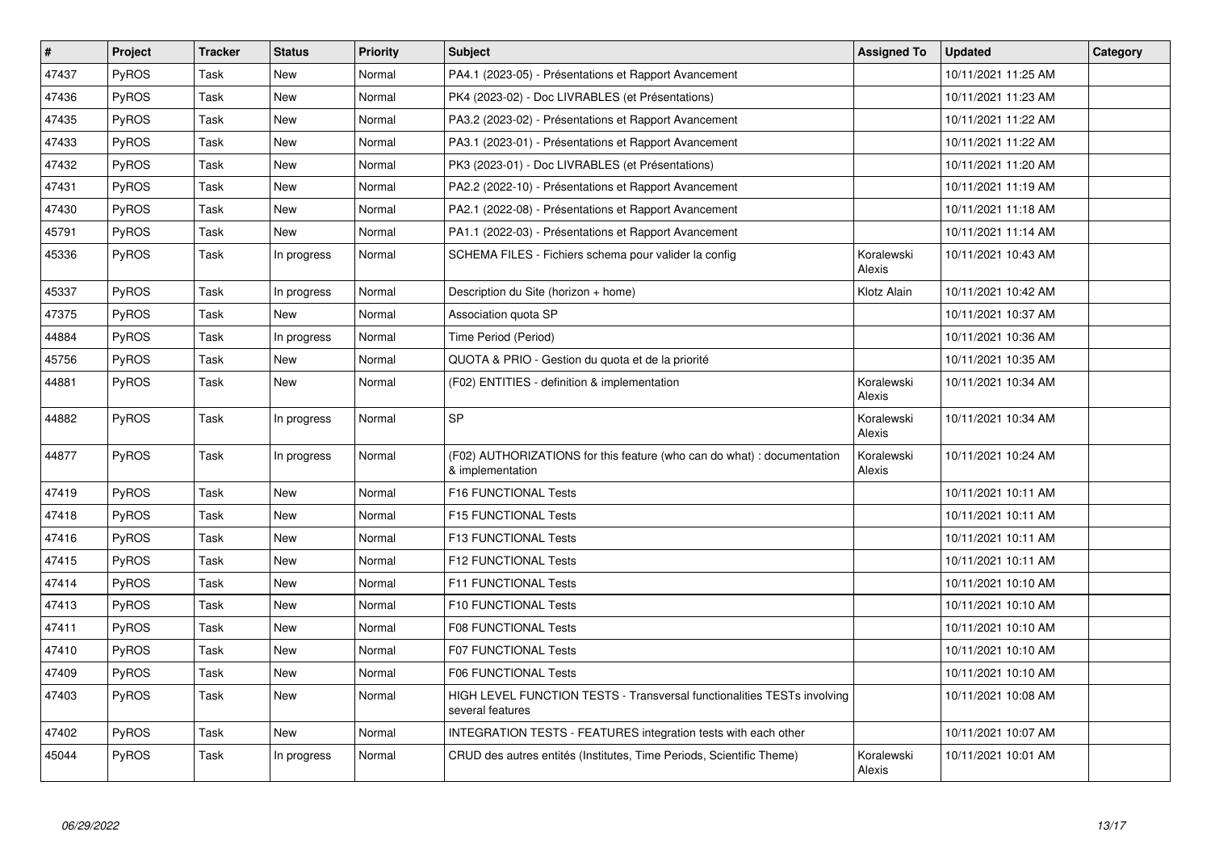| # | Project | Tracker | Status | Priority | Subject | Assigned To | Updated | Category |
|---|---|---|---|---|---|---|---|---|
| 47437 | PyROS | Task | New | Normal | PA4.1 (2023-05) - Présentations et Rapport Avancement | | 10/11/2021 11:25 AM | |
| 47436 | PyROS | Task | New | Normal | PK4 (2023-02) - Doc LIVRABLES (et Présentations) | | 10/11/2021 11:23 AM | |
| 47435 | PyROS | Task | New | Normal | PA3.2 (2023-02) - Présentations et Rapport Avancement | | 10/11/2021 11:22 AM | |
| 47433 | PyROS | Task | New | Normal | PA3.1 (2023-01) - Présentations et Rapport Avancement | | 10/11/2021 11:22 AM | |
| 47432 | PyROS | Task | New | Normal | PK3 (2023-01) - Doc LIVRABLES (et Présentations) | | 10/11/2021 11:20 AM | |
| 47431 | PyROS | Task | New | Normal | PA2.2 (2022-10) - Présentations et Rapport Avancement | | 10/11/2021 11:19 AM | |
| 47430 | PyROS | Task | New | Normal | PA2.1 (2022-08) - Présentations et Rapport Avancement | | 10/11/2021 11:18 AM | |
| 45791 | PyROS | Task | New | Normal | PA1.1 (2022-03) - Présentations et Rapport Avancement | | 10/11/2021 11:14 AM | |
| 45336 | PyROS | Task | In progress | Normal | SCHEMA FILES - Fichiers schema pour valider la config | Koralewski Alexis | 10/11/2021 10:43 AM | |
| 45337 | PyROS | Task | In progress | Normal | Description du Site (horizon + home) | Klotz Alain | 10/11/2021 10:42 AM | |
| 47375 | PyROS | Task | New | Normal | Association quota SP | | 10/11/2021 10:37 AM | |
| 44884 | PyROS | Task | In progress | Normal | Time Period (Period) | | 10/11/2021 10:36 AM | |
| 45756 | PyROS | Task | New | Normal | QUOTA & PRIO - Gestion du quota et de la priorité | | 10/11/2021 10:35 AM | |
| 44881 | PyROS | Task | New | Normal | (F02) ENTITIES - definition & implementation | Koralewski Alexis | 10/11/2021 10:34 AM | |
| 44882 | PyROS | Task | In progress | Normal | SP | Koralewski Alexis | 10/11/2021 10:34 AM | |
| 44877 | PyROS | Task | In progress | Normal | (F02) AUTHORIZATIONS for this feature (who can do what) : documentation & implementation | Koralewski Alexis | 10/11/2021 10:24 AM | |
| 47419 | PyROS | Task | New | Normal | F16 FUNCTIONAL Tests | | 10/11/2021 10:11 AM | |
| 47418 | PyROS | Task | New | Normal | F15 FUNCTIONAL Tests | | 10/11/2021 10:11 AM | |
| 47416 | PyROS | Task | New | Normal | F13 FUNCTIONAL Tests | | 10/11/2021 10:11 AM | |
| 47415 | PyROS | Task | New | Normal | F12 FUNCTIONAL Tests | | 10/11/2021 10:11 AM | |
| 47414 | PyROS | Task | New | Normal | F11 FUNCTIONAL Tests | | 10/11/2021 10:10 AM | |
| 47413 | PyROS | Task | New | Normal | F10 FUNCTIONAL Tests | | 10/11/2021 10:10 AM | |
| 47411 | PyROS | Task | New | Normal | F08 FUNCTIONAL Tests | | 10/11/2021 10:10 AM | |
| 47410 | PyROS | Task | New | Normal | F07 FUNCTIONAL Tests | | 10/11/2021 10:10 AM | |
| 47409 | PyROS | Task | New | Normal | F06 FUNCTIONAL Tests | | 10/11/2021 10:10 AM | |
| 47403 | PyROS | Task | New | Normal | HIGH LEVEL FUNCTION TESTS - Transversal functionalities TESTs involving several features | | 10/11/2021 10:08 AM | |
| 47402 | PyROS | Task | New | Normal | INTEGRATION TESTS - FEATURES integration tests with each other | | 10/11/2021 10:07 AM | |
| 45044 | PyROS | Task | In progress | Normal | CRUD des autres entités (Institutes, Time Periods, Scientific Theme) | Koralewski Alexis | 10/11/2021 10:01 AM | |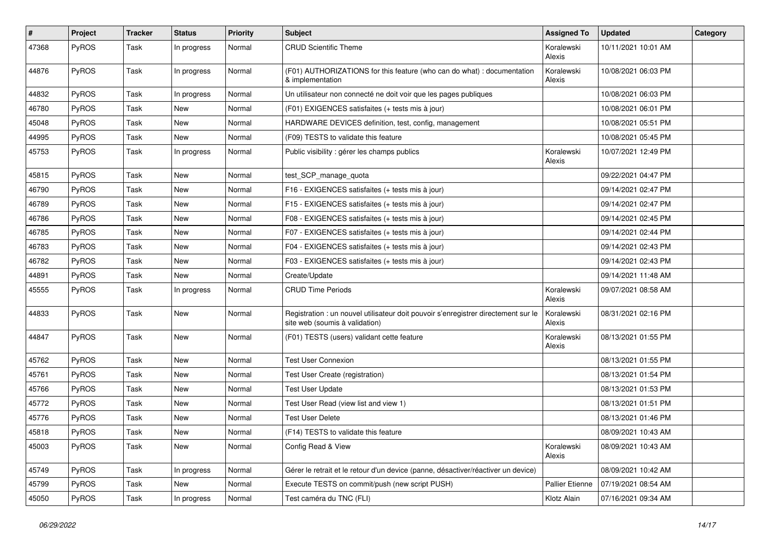| # | Project | Tracker | Status | Priority | Subject | Assigned To | Updated | Category |
|---|---|---|---|---|---|---|---|---|
| 47368 | PyROS | Task | In progress | Normal | CRUD Scientific Theme | Koralewski Alexis | 10/11/2021 10:01 AM | |
| 44876 | PyROS | Task | In progress | Normal | (F01) AUTHORIZATIONS for this feature (who can do what) : documentation & implementation | Koralewski Alexis | 10/08/2021 06:03 PM | |
| 44832 | PyROS | Task | In progress | Normal | Un utilisateur non connecté ne doit voir que les pages publiques | | 10/08/2021 06:03 PM | |
| 46780 | PyROS | Task | New | Normal | (F01) EXIGENCES satisfaites (+ tests mis à jour) | | 10/08/2021 06:01 PM | |
| 45048 | PyROS | Task | New | Normal | HARDWARE DEVICES definition, test, config, management | | 10/08/2021 05:51 PM | |
| 44995 | PyROS | Task | New | Normal | (F09) TESTS to validate this feature | | 10/08/2021 05:45 PM | |
| 45753 | PyROS | Task | In progress | Normal | Public visibility : gérer les champs publics | Koralewski Alexis | 10/07/2021 12:49 PM | |
| 45815 | PyROS | Task | New | Normal | test_SCP_manage_quota | | 09/22/2021 04:47 PM | |
| 46790 | PyROS | Task | New | Normal | F16 - EXIGENCES satisfaites (+ tests mis à jour) | | 09/14/2021 02:47 PM | |
| 46789 | PyROS | Task | New | Normal | F15 - EXIGENCES satisfaites (+ tests mis à jour) | | 09/14/2021 02:47 PM | |
| 46786 | PyROS | Task | New | Normal | F08 - EXIGENCES satisfaites (+ tests mis à jour) | | 09/14/2021 02:45 PM | |
| 46785 | PyROS | Task | New | Normal | F07 - EXIGENCES satisfaites (+ tests mis à jour) | | 09/14/2021 02:44 PM | |
| 46783 | PyROS | Task | New | Normal | F04 - EXIGENCES satisfaites (+ tests mis à jour) | | 09/14/2021 02:43 PM | |
| 46782 | PyROS | Task | New | Normal | F03 - EXIGENCES satisfaites (+ tests mis à jour) | | 09/14/2021 02:43 PM | |
| 44891 | PyROS | Task | New | Normal | Create/Update | | 09/14/2021 11:48 AM | |
| 45555 | PyROS | Task | In progress | Normal | CRUD Time Periods | Koralewski Alexis | 09/07/2021 08:58 AM | |
| 44833 | PyROS | Task | New | Normal | Registration : un nouvel utilisateur doit pouvoir s'enregistrer directement sur le site web (soumis à validation) | Koralewski Alexis | 08/31/2021 02:16 PM | |
| 44847 | PyROS | Task | New | Normal | (F01) TESTS (users) validant cette feature | Koralewski Alexis | 08/13/2021 01:55 PM | |
| 45762 | PyROS | Task | New | Normal | Test User Connexion | | 08/13/2021 01:55 PM | |
| 45761 | PyROS | Task | New | Normal | Test User Create (registration) | | 08/13/2021 01:54 PM | |
| 45766 | PyROS | Task | New | Normal | Test User Update | | 08/13/2021 01:53 PM | |
| 45772 | PyROS | Task | New | Normal | Test User Read (view list and view 1) | | 08/13/2021 01:51 PM | |
| 45776 | PyROS | Task | New | Normal | Test User Delete | | 08/13/2021 01:46 PM | |
| 45818 | PyROS | Task | New | Normal | (F14) TESTS to validate this feature | | 08/09/2021 10:43 AM | |
| 45003 | PyROS | Task | New | Normal | Config Read & View | Koralewski Alexis | 08/09/2021 10:43 AM | |
| 45749 | PyROS | Task | In progress | Normal | Gérer le retrait et le retour d'un device (panne, désactiver/réactiver un device) | | 08/09/2021 10:42 AM | |
| 45799 | PyROS | Task | New | Normal | Execute TESTS on commit/push (new script PUSH) | Pallier Etienne | 07/19/2021 08:54 AM | |
| 45050 | PyROS | Task | In progress | Normal | Test caméra du TNC (FLI) | Klotz Alain | 07/16/2021 09:34 AM | |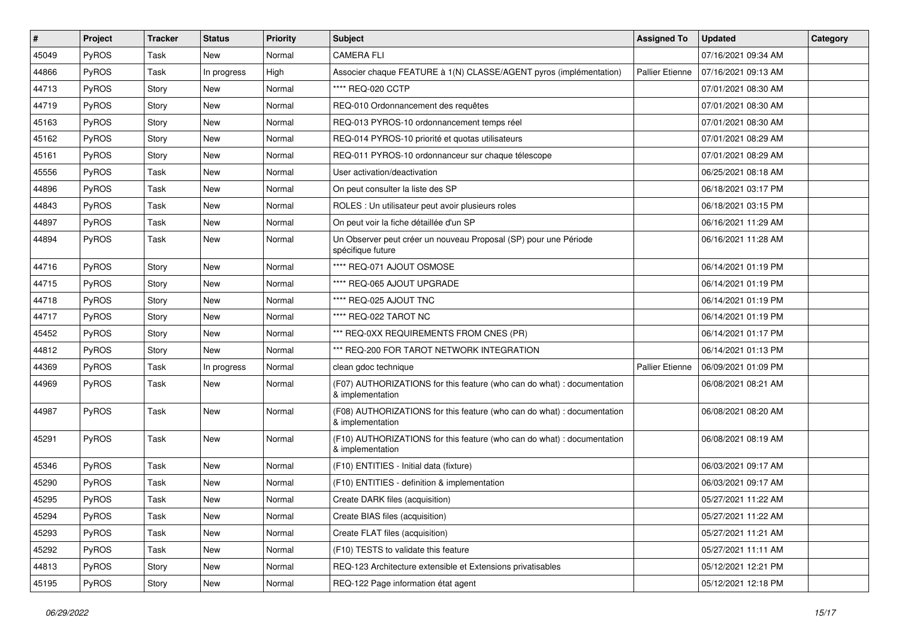| # | Project | Tracker | Status | Priority | Subject | Assigned To | Updated | Category |
|---|---|---|---|---|---|---|---|---|
| 45049 | PyROS | Task | New | Normal | CAMERA FLI | | 07/16/2021 09:34 AM | |
| 44866 | PyROS | Task | In progress | High | Associer chaque FEATURE à 1(N) CLASSE/AGENT pyros (implémentation) | Pallier Etienne | 07/16/2021 09:13 AM | |
| 44713 | PyROS | Story | New | Normal | **** REQ-020 CCTP | | 07/01/2021 08:30 AM | |
| 44719 | PyROS | Story | New | Normal | REQ-010 Ordonnancement des requêtes | | 07/01/2021 08:30 AM | |
| 45163 | PyROS | Story | New | Normal | REQ-013 PYROS-10 ordonnancement temps réel | | 07/01/2021 08:30 AM | |
| 45162 | PyROS | Story | New | Normal | REQ-014 PYROS-10 priorité et quotas utilisateurs | | 07/01/2021 08:29 AM | |
| 45161 | PyROS | Story | New | Normal | REQ-011 PYROS-10 ordonnanceur sur chaque télescope | | 07/01/2021 08:29 AM | |
| 45556 | PyROS | Task | New | Normal | User activation/deactivation | | 06/25/2021 08:18 AM | |
| 44896 | PyROS | Task | New | Normal | On peut consulter la liste des SP | | 06/18/2021 03:17 PM | |
| 44843 | PyROS | Task | New | Normal | ROLES : Un utilisateur peut avoir plusieurs roles | | 06/18/2021 03:15 PM | |
| 44897 | PyROS | Task | New | Normal | On peut voir la fiche détaillée d'un SP | | 06/16/2021 11:29 AM | |
| 44894 | PyROS | Task | New | Normal | Un Observer peut créer un nouveau Proposal (SP) pour une Période spécifique future | | 06/16/2021 11:28 AM | |
| 44716 | PyROS | Story | New | Normal | **** REQ-071 AJOUT OSMOSE | | 06/14/2021 01:19 PM | |
| 44715 | PyROS | Story | New | Normal | **** REQ-065 AJOUT UPGRADE | | 06/14/2021 01:19 PM | |
| 44718 | PyROS | Story | New | Normal | **** REQ-025 AJOUT TNC | | 06/14/2021 01:19 PM | |
| 44717 | PyROS | Story | New | Normal | **** REQ-022 TAROT NC | | 06/14/2021 01:19 PM | |
| 45452 | PyROS | Story | New | Normal | *** REQ-0XX REQUIREMENTS FROM CNES (PR) | | 06/14/2021 01:17 PM | |
| 44812 | PyROS | Story | New | Normal | *** REQ-200 FOR TAROT NETWORK INTEGRATION | | 06/14/2021 01:13 PM | |
| 44369 | PyROS | Task | In progress | Normal | clean gdoc technique | Pallier Etienne | 06/09/2021 01:09 PM | |
| 44969 | PyROS | Task | New | Normal | (F07) AUTHORIZATIONS for this feature (who can do what) : documentation & implementation | | 06/08/2021 08:21 AM | |
| 44987 | PyROS | Task | New | Normal | (F08) AUTHORIZATIONS for this feature (who can do what) : documentation & implementation | | 06/08/2021 08:20 AM | |
| 45291 | PyROS | Task | New | Normal | (F10) AUTHORIZATIONS for this feature (who can do what) : documentation & implementation | | 06/08/2021 08:19 AM | |
| 45346 | PyROS | Task | New | Normal | (F10) ENTITIES - Initial data (fixture) | | 06/03/2021 09:17 AM | |
| 45290 | PyROS | Task | New | Normal | (F10) ENTITIES - definition & implementation | | 06/03/2021 09:17 AM | |
| 45295 | PyROS | Task | New | Normal | Create DARK files (acquisition) | | 05/27/2021 11:22 AM | |
| 45294 | PyROS | Task | New | Normal | Create BIAS files (acquisition) | | 05/27/2021 11:22 AM | |
| 45293 | PyROS | Task | New | Normal | Create FLAT files (acquisition) | | 05/27/2021 11:21 AM | |
| 45292 | PyROS | Task | New | Normal | (F10) TESTS to validate this feature | | 05/27/2021 11:11 AM | |
| 44813 | PyROS | Story | New | Normal | REQ-123 Architecture extensible et Extensions privatisables | | 05/12/2021 12:21 PM | |
| 45195 | PyROS | Story | New | Normal | REQ-122 Page information état agent | | 05/12/2021 12:18 PM | |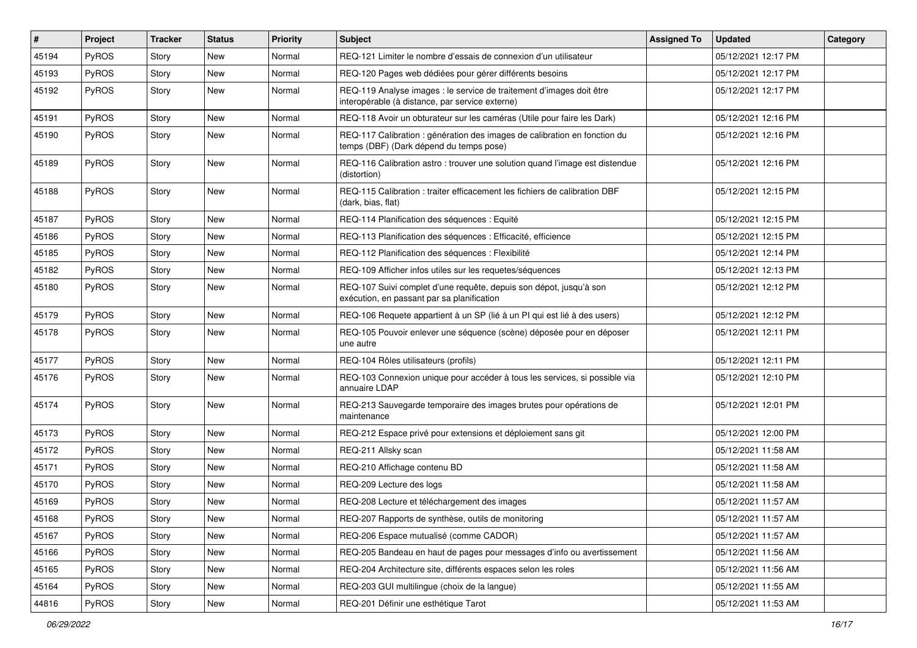| # | Project | Tracker | Status | Priority | Subject | Assigned To | Updated | Category |
|---|---|---|---|---|---|---|---|---|
| 45194 | PyROS | Story | New | Normal | REQ-121 Limiter le nombre d'essais de connexion d'un utilisateur | | 05/12/2021 12:17 PM | |
| 45193 | PyROS | Story | New | Normal | REQ-120 Pages web dédiées pour gérer différents besoins | | 05/12/2021 12:17 PM | |
| 45192 | PyROS | Story | New | Normal | REQ-119 Analyse images : le service de traitement d'images doit être interopérable (à distance, par service externe) | | 05/12/2021 12:17 PM | |
| 45191 | PyROS | Story | New | Normal | REQ-118 Avoir un obturateur sur les caméras (Utile pour faire les Dark) | | 05/12/2021 12:16 PM | |
| 45190 | PyROS | Story | New | Normal | REQ-117 Calibration : génération des images de calibration en fonction du temps (DBF) (Dark dépend du temps pose) | | 05/12/2021 12:16 PM | |
| 45189 | PyROS | Story | New | Normal | REQ-116 Calibration astro : trouver une solution quand l'image est distendue (distortion) | | 05/12/2021 12:16 PM | |
| 45188 | PyROS | Story | New | Normal | REQ-115 Calibration : traiter efficacement les fichiers de calibration DBF (dark, bias, flat) | | 05/12/2021 12:15 PM | |
| 45187 | PyROS | Story | New | Normal | REQ-114 Planification des séquences : Equité | | 05/12/2021 12:15 PM | |
| 45186 | PyROS | Story | New | Normal | REQ-113 Planification des séquences : Efficacité, efficience | | 05/12/2021 12:15 PM | |
| 45185 | PyROS | Story | New | Normal | REQ-112 Planification des séquences : Flexibilité | | 05/12/2021 12:14 PM | |
| 45182 | PyROS | Story | New | Normal | REQ-109 Afficher infos utiles sur les requetes/séquences | | 05/12/2021 12:13 PM | |
| 45180 | PyROS | Story | New | Normal | REQ-107 Suivi complet d'une requête, depuis son dépot, jusqu'à son exécution, en passant par sa planification | | 05/12/2021 12:12 PM | |
| 45179 | PyROS | Story | New | Normal | REQ-106 Requete appartient à un SP (lié à un PI qui est lié à des users) | | 05/12/2021 12:12 PM | |
| 45178 | PyROS | Story | New | Normal | REQ-105 Pouvoir enlever une séquence (scène) déposée pour en déposer une autre | | 05/12/2021 12:11 PM | |
| 45177 | PyROS | Story | New | Normal | REQ-104 Rôles utilisateurs (profils) | | 05/12/2021 12:11 PM | |
| 45176 | PyROS | Story | New | Normal | REQ-103 Connexion unique pour accéder à tous les services, si possible via annuaire LDAP | | 05/12/2021 12:10 PM | |
| 45174 | PyROS | Story | New | Normal | REQ-213 Sauvegarde temporaire des images brutes pour opérations de maintenance | | 05/12/2021 12:01 PM | |
| 45173 | PyROS | Story | New | Normal | REQ-212 Espace privé pour extensions et déploiement sans git | | 05/12/2021 12:00 PM | |
| 45172 | PyROS | Story | New | Normal | REQ-211 Allsky scan | | 05/12/2021 11:58 AM | |
| 45171 | PyROS | Story | New | Normal | REQ-210 Affichage contenu BD | | 05/12/2021 11:58 AM | |
| 45170 | PyROS | Story | New | Normal | REQ-209 Lecture des logs | | 05/12/2021 11:58 AM | |
| 45169 | PyROS | Story | New | Normal | REQ-208 Lecture et téléchargement des images | | 05/12/2021 11:57 AM | |
| 45168 | PyROS | Story | New | Normal | REQ-207 Rapports de synthèse, outils de monitoring | | 05/12/2021 11:57 AM | |
| 45167 | PyROS | Story | New | Normal | REQ-206 Espace mutualisé (comme CADOR) | | 05/12/2021 11:57 AM | |
| 45166 | PyROS | Story | New | Normal | REQ-205 Bandeau en haut de pages pour messages d'info ou avertissement | | 05/12/2021 11:56 AM | |
| 45165 | PyROS | Story | New | Normal | REQ-204 Architecture site, différents espaces selon les roles | | 05/12/2021 11:56 AM | |
| 45164 | PyROS | Story | New | Normal | REQ-203 GUI multilingue (choix de la langue) | | 05/12/2021 11:55 AM | |
| 44816 | PyROS | Story | New | Normal | REQ-201 Définir une esthétique Tarot | | 05/12/2021 11:53 AM | |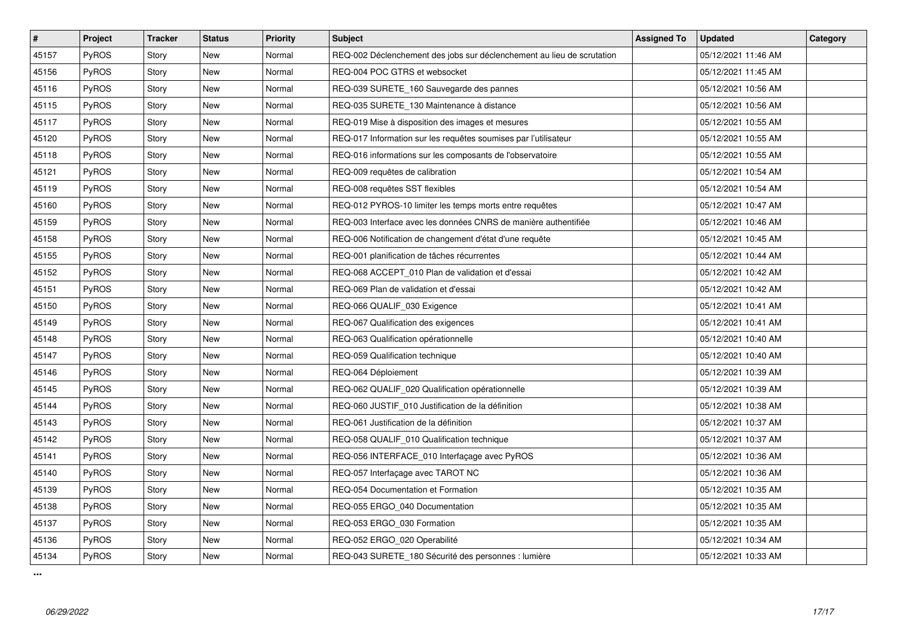| # | Project | Tracker | Status | Priority | Subject | Assigned To | Updated | Category |
|---|---|---|---|---|---|---|---|---|
| 45157 | PyROS | Story | New | Normal | REQ-002 Déclenchement des jobs sur déclenchement au lieu de scrutation | | 05/12/2021 11:46 AM | |
| 45156 | PyROS | Story | New | Normal | REQ-004 POC GTRS et websocket | | 05/12/2021 11:45 AM | |
| 45116 | PyROS | Story | New | Normal | REQ-039 SURETE_160 Sauvegarde des pannes | | 05/12/2021 10:56 AM | |
| 45115 | PyROS | Story | New | Normal | REQ-035 SURETE_130 Maintenance à distance | | 05/12/2021 10:56 AM | |
| 45117 | PyROS | Story | New | Normal | REQ-019 Mise à disposition des images et mesures | | 05/12/2021 10:55 AM | |
| 45120 | PyROS | Story | New | Normal | REQ-017 Information sur les requêtes soumises par l'utilisateur | | 05/12/2021 10:55 AM | |
| 45118 | PyROS | Story | New | Normal | REQ-016 informations sur les composants de l'observatoire | | 05/12/2021 10:55 AM | |
| 45121 | PyROS | Story | New | Normal | REQ-009 requêtes de calibration | | 05/12/2021 10:54 AM | |
| 45119 | PyROS | Story | New | Normal | REQ-008 requêtes SST flexibles | | 05/12/2021 10:54 AM | |
| 45160 | PyROS | Story | New | Normal | REQ-012 PYROS-10 limiter les temps morts entre requêtes | | 05/12/2021 10:47 AM | |
| 45159 | PyROS | Story | New | Normal | REQ-003 Interface avec les données CNRS de manière authentifiée | | 05/12/2021 10:46 AM | |
| 45158 | PyROS | Story | New | Normal | REQ-006 Notification de changement d'état d'une requête | | 05/12/2021 10:45 AM | |
| 45155 | PyROS | Story | New | Normal | REQ-001 planification de tâches récurrentes | | 05/12/2021 10:44 AM | |
| 45152 | PyROS | Story | New | Normal | REQ-068 ACCEPT_010 Plan de validation et d'essai | | 05/12/2021 10:42 AM | |
| 45151 | PyROS | Story | New | Normal | REQ-069 Plan de validation et d'essai | | 05/12/2021 10:42 AM | |
| 45150 | PyROS | Story | New | Normal | REQ-066 QUALIF_030 Exigence | | 05/12/2021 10:41 AM | |
| 45149 | PyROS | Story | New | Normal | REQ-067 Qualification des exigences | | 05/12/2021 10:41 AM | |
| 45148 | PyROS | Story | New | Normal | REQ-063 Qualification opérationnelle | | 05/12/2021 10:40 AM | |
| 45147 | PyROS | Story | New | Normal | REQ-059 Qualification technique | | 05/12/2021 10:40 AM | |
| 45146 | PyROS | Story | New | Normal | REQ-064 Déploiement | | 05/12/2021 10:39 AM | |
| 45145 | PyROS | Story | New | Normal | REQ-062 QUALIF_020 Qualification opérationnelle | | 05/12/2021 10:39 AM | |
| 45144 | PyROS | Story | New | Normal | REQ-060 JUSTIF_010 Justification de la définition | | 05/12/2021 10:38 AM | |
| 45143 | PyROS | Story | New | Normal | REQ-061 Justification de la définition | | 05/12/2021 10:37 AM | |
| 45142 | PyROS | Story | New | Normal | REQ-058 QUALIF_010 Qualification technique | | 05/12/2021 10:37 AM | |
| 45141 | PyROS | Story | New | Normal | REQ-056 INTERFACE_010 Interfaçage avec PyROS | | 05/12/2021 10:36 AM | |
| 45140 | PyROS | Story | New | Normal | REQ-057 Interfaçage avec TAROT NC | | 05/12/2021 10:36 AM | |
| 45139 | PyROS | Story | New | Normal | REQ-054 Documentation et Formation | | 05/12/2021 10:35 AM | |
| 45138 | PyROS | Story | New | Normal | REQ-055 ERGO_040 Documentation | | 05/12/2021 10:35 AM | |
| 45137 | PyROS | Story | New | Normal | REQ-053 ERGO_030 Formation | | 05/12/2021 10:35 AM | |
| 45136 | PyROS | Story | New | Normal | REQ-052 ERGO_020 Operabilité | | 05/12/2021 10:34 AM | |
| 45134 | PyROS | Story | New | Normal | REQ-043 SURETE_180 Sécurité des personnes : lumière | | 05/12/2021 10:33 AM | |

...